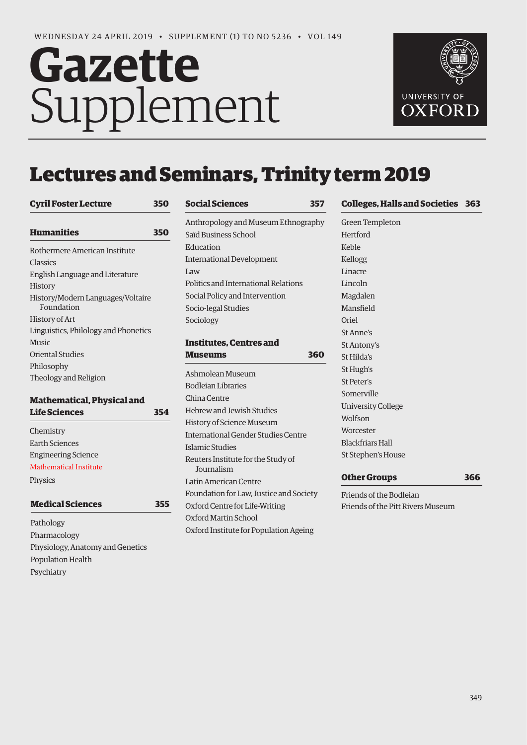WEDNESDAY 24 APRIL 2019 • SUPPLEMENT (1) TO NO 5236 • VOL 149

# Gazette Supplement

UNIVERSITY OF OXFORD

# Lectures and Seminars, Trinity term 2019

**Cyril Foster Lecture** 350

**Humanities** 350

- Rothermere American Institute
- Classics
- English Language and Literature
- History
- History/Modern Languages/Voltaire Foundation
- History of Art
- Linguistics, Philology and Phonetics
- Music
- Oriental Studies
- Philosophy
- Theology and Religion

**Mathematical, Physical and Life Sciences** 354

- Chemistry
- Earth Sciences
- Engineering Science
- Mathematical Institute
- Physics

**Medical Sciences** 355

- Pathology
- Pharmacology
- Physiology, Anatomy and Genetics
- Population Health
- Psychiatry

**Social Sciences** 357

- Anthropology and Museum Ethnography
- Saïd Business School
- Education
- International Development
- Law
- Politics and International Relations
- Social Policy and Intervention
- Socio-legal Studies
- Sociology

**Institutes, Centres and Museums** 360

- Ashmolean Museum
- Bodleian Libraries
- China Centre
- Hebrew and Jewish Studies
- History of Science Museum
- International Gender Studies Centre
- Islamic Studies
- Reuters Institute for the Study of Journalism
- Latin American Centre
- Foundation for Law, Justice and Society
- Oxford Centre for Life-Writing
- Oxford Martin School
- Oxford Institute for Population Ageing

**Colleges, Halls and Societies** 363

- Green Templeton
- Hertford
- Keble
- Kellogg
- Linacre
- Lincoln
- Magdalen
- Mansfield
- Oriel
- St Anne's
- St Antony's
- St Hilda's
- St Hugh's
- St Peter's
- Somerville
- University College
- Wolfson
- Worcester
- Blackfriars Hall
- St Stephen's House

**Other Groups** 366

- Friends of the Bodleian
- Friends of the Pitt Rivers Museum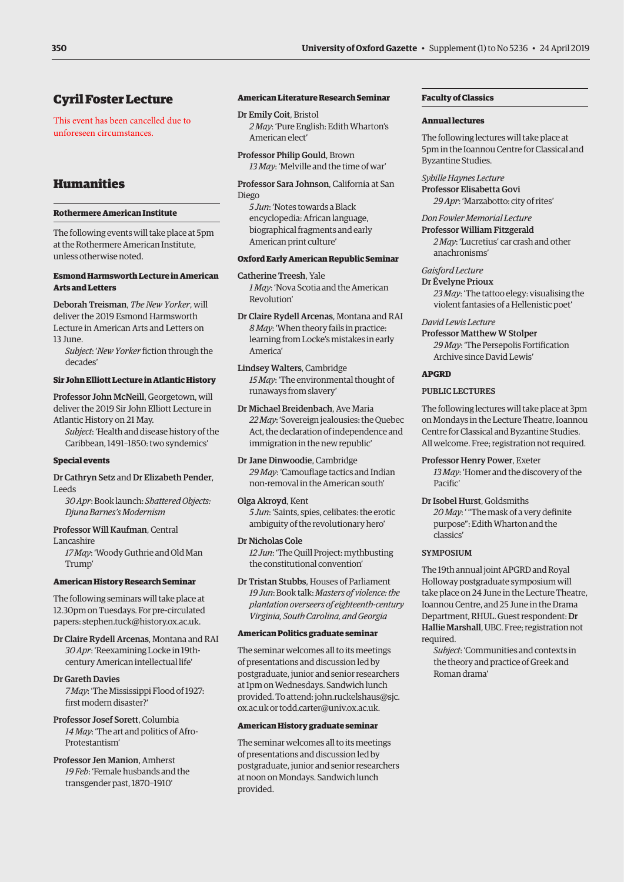# Cyril Foster Lecture

This event has been cancelled due to unforeseen circumstances.

# Humanities

## Rothermere American Institute

The following events will take place at 5pm at the Rothermere American Institute, unless otherwise noted.

### Esmond Harmsworth Lecture in American Arts and Letters

**Deborah Treisman**, *The New Yorker*, will deliver the 2019 Esmond Harmsworth Lecture in American Arts and Letters on 13 June.
*Subject*: '*New Yorker* fiction through the decades'

### Sir John Elliott Lecture in Atlantic History

**Professor John McNeill**, Georgetown, will deliver the 2019 Sir John Elliott Lecture in Atlantic History on 21 May.
*Subject*: 'Health and disease history of the Caribbean, 1491–1850: two syndemics'

### Special events

**Dr Cathryn Setz** and **Dr Elizabeth Pender**, Leeds
*30 Apr*: Book launch: *Shattered Objects: Djuna Barnes's Modernism*

**Professor Will Kaufman**, Central Lancashire
*17 May*: 'Woody Guthrie and Old Man Trump'

### American History Research Seminar

The following seminars will take place at 12.30pm on Tuesdays. For pre-circulated papers: stephen.tuck@history.ox.ac.uk.

**Dr Claire Rydell Arcenas**, Montana and RAI
*30 Apr*: 'Reexamining Locke in 19th-century American intellectual life'

**Dr Gareth Davies**
*7 May*: 'The Mississippi Flood of 1927: first modern disaster?'

**Professor Josef Sorett**, Columbia
*14 May*: 'The art and politics of Afro-Protestantism'

**Professor Jen Manion**, Amherst
*19 Feb*: 'Female husbands and the transgender past, 1870–1910'

### American Literature Research Seminar

**Dr Emily Coit**, Bristol
*2 May*: 'Pure English: Edith Wharton's American elect'

**Professor Philip Gould**, Brown
*13 May*: 'Melville and the time of war'

**Professor Sara Johnson**, California at San Diego
*5 Jun*: 'Notes towards a Black encyclopedia: African language, biographical fragments and early American print culture'

### Oxford Early American Republic Seminar

**Catherine Treesh**, Yale
*1 May*: 'Nova Scotia and the American Revolution'

**Dr Claire Rydell Arcenas**, Montana and RAI
*8 May*: 'When theory fails in practice: learning from Locke's mistakes in early America'

**Lindsey Walters**, Cambridge
*15 May*: 'The environmental thought of runaways from slavery'

**Dr Michael Breidenbach**, Ave Maria
*22 May*: 'Sovereign jealousies: the Quebec Act, the declaration of independence and immigration in the new republic'

**Dr Jane Dinwoodie**, Cambridge
*29 May*: 'Camouflage tactics and Indian non-removal in the American south'

**Olga Akroyd**, Kent
*5 Jun*: 'Saints, spies, celibates: the erotic ambiguity of the revolutionary hero'

**Dr Nicholas Cole**
*12 Jun*: 'The Quill Project: mythbusting the constitutional convention'

**Dr Tristan Stubbs**, Houses of Parliament
*19 Jun*: Book talk: *Masters of violence: the plantation overseers of eighteenth-century Virginia, South Carolina, and Georgia*

### American Politics graduate seminar

The seminar welcomes all to its meetings of presentations and discussion led by postgraduate, junior and senior researchers at 1pm on Wednesdays. Sandwich lunch provided. To attend: john.ruckelshaus@sjc.ox.ac.uk or todd.carter@univ.ox.ac.uk.

### American History graduate seminar

The seminar welcomes all to its meetings of presentations and discussion led by postgraduate, junior and senior researchers at noon on Mondays. Sandwich lunch provided.

## Faculty of Classics

### Annual lectures

The following lectures will take place at 5pm in the Ioannou Centre for Classical and Byzantine Studies.

*Sybille Haynes Lecture*
**Professor Elisabetta Govi**
*29 Apr*: 'Marzabotto: city of rites'

*Don Fowler Memorial Lecture*
**Professor William Fitzgerald**
*2 May*: 'Lucretius' car crash and other anachronisms'

*Gaisford Lecture*
**Dr Évelyne Prioux**
*23 May*: 'The tattoo elegy: visualising the violent fantasies of a Hellenistic poet'

*David Lewis Lecture*
**Professor Matthew W Stolper**
*29 May*: 'The Persepolis Fortification Archive since David Lewis'

### APGRD

#### PUBLIC LECTURES

The following lectures will take place at 3pm on Mondays in the Lecture Theatre, Ioannou Centre for Classical and Byzantine Studies. All welcome. Free; registration not required.

**Professor Henry Power**, Exeter
*13 May*: 'Homer and the discovery of the Pacific'

**Dr Isobel Hurst**, Goldsmiths
*20 May*: ' "The mask of a very definite purpose": Edith Wharton and the classics'

#### SYMPOSIUM

The 19th annual joint APGRD and Royal Holloway postgraduate symposium will take place on 24 June in the Lecture Theatre, Ioannou Centre, and 25 June in the Drama Department, RHUL. Guest respondent: **Dr Hallie Marshall**, UBC. Free; registration not required.
*Subject*: 'Communities and contexts in the theory and practice of Greek and Roman drama'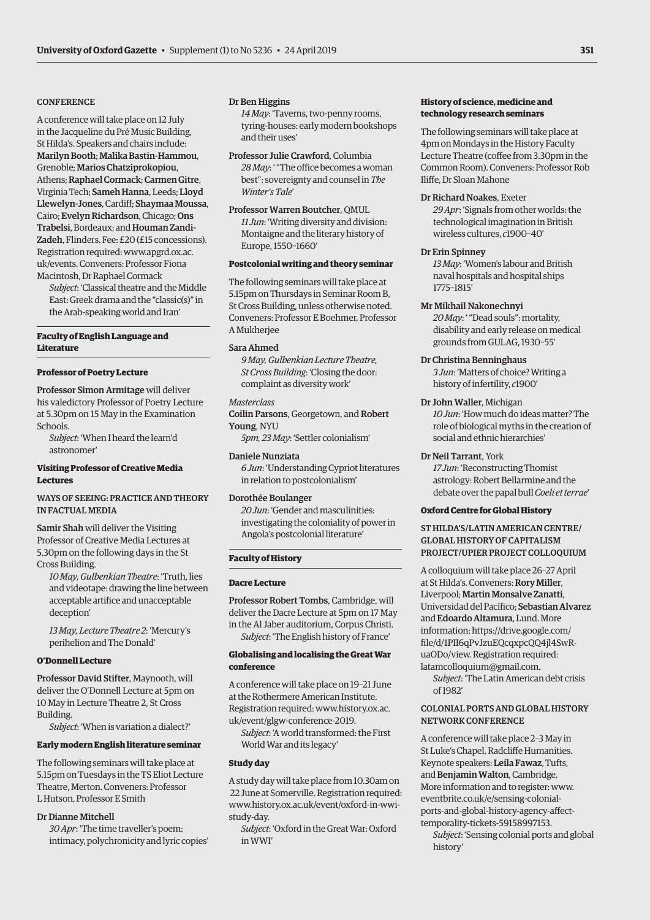CONFERENCE

A conference will take place on 12 July in the Jacqueline du Pré Music Building, St Hilda's. Speakers and chairs include: **Marilyn Booth**; **Malika Bastin-Hammou**, Grenoble; **Marios Chatziprokopiou**, Athens; **Raphael Cormack**; **Carmen Gitre**, Virginia Tech; **Sameh Hanna**, Leeds; **Lloyd Llewelyn-Jones**, Cardiff; **Shaymaa Moussa**, Cairo; **Evelyn Richardson**, Chicago; **Ons Trabelsi**, Bordeaux; and **Houman Zandi-Zadeh**, Flinders. Fee: £20 (£15 concessions). Registration required: www.apgrd.ox.ac.uk/events. Conveners: Professor Fiona Macintosh, Dr Raphael Cormack

*Subject*: 'Classical theatre and the Middle East: Greek drama and the "classic(s)" in the Arab-speaking world and Iran'

## Faculty of English Language and Literature

### Professor of Poetry Lecture

**Professor Simon Armitage** will deliver his valedictory Professor of Poetry Lecture at 5.30pm on 15 May in the Examination Schools.

*Subject*: 'When I heard the learn'd astronomer'

### Visiting Professor of Creative Media Lectures

WAYS OF SEEING: PRACTICE AND THEORY IN FACTUAL MEDIA

**Samir Shah** will deliver the Visiting Professor of Creative Media Lectures at 5.30pm on the following days in the St Cross Building.

*10 May, Gulbenkian Theatre*: 'Truth, lies and videotape: drawing the line between acceptable artifice and unacceptable deception'

*13 May, Lecture Theatre 2*: 'Mercury's perihelion and The Donald'

### O'Donnell Lecture

**Professor David Stifter**, Maynooth, will deliver the O'Donnell Lecture at 5pm on 10 May in Lecture Theatre 2, St Cross Building.

*Subject*: 'When is variation a dialect?'

### Early modern English literature seminar

The following seminars will take place at 5.15pm on Tuesdays in the TS Eliot Lecture Theatre, Merton. Conveners: Professor L Hutson, Professor E Smith

**Dr Dianne Mitchell**
*30 Apr*: 'The time traveller's poem: intimacy, polychronicity and lyric copies'

**Dr Ben Higgins**
*14 May*: 'Taverns, two-penny rooms, tyring-houses: early modern bookshops and their uses'

**Professor Julie Crawford**, Columbia
*28 May*: ' "The office becomes a woman best": sovereignty and counsel in *The Winter's Tale*'

**Professor Warren Boutcher**, QMUL
*11 Jun*: 'Writing diversity and division: Montaigne and the literary history of Europe, 1550–1660'

### Postcolonial writing and theory seminar

The following seminars will take place at 5.15pm on Thursdays in Seminar Room B, St Cross Building, unless otherwise noted. Conveners: Professor E Boehmer, Professor A Mukherjee

**Sara Ahmed**
*9 May, Gulbenkian Lecture Theatre, St Cross Building*: 'Closing the door: complaint as diversity work'

*Masterclass*
**Coilin Parsons**, Georgetown, and **Robert Young**, NYU
*5pm, 23 May*: 'Settler colonialism'

**Daniele Nunziata**
*6 Jun*: 'Understanding Cypriot literatures in relation to postcolonialism'

**Dorothée Boulanger**
*20 Jun*: 'Gender and masculinities: investigating the coloniality of power in Angola's postcolonial literature'

## Faculty of History

### Dacre Lecture

**Professor Robert Tombs**, Cambridge, will deliver the Dacre Lecture at 5pm on 17 May in the Al Jaber auditorium, Corpus Christi.

*Subject*: 'The English history of France'

### Globalising and localising the Great War conference

A conference will take place on 19–21 June at the Rothermere American Institute. Registration required: www.history.ox.ac.uk/event/glgw-conference-2019.

*Subject*: 'A world transformed: the First World War and its legacy'

### Study day

A study day will take place from 10.30am on 22 June at Somerville. Registration required: www.history.ox.ac.uk/event/oxford-in-wwi-study-day.

*Subject*: 'Oxford in the Great War: Oxford in WWI'

### History of science, medicine and technology research seminars

The following seminars will take place at 4pm on Mondays in the History Faculty Lecture Theatre (coffee from 3.30pm in the Common Room). Conveners: Professor Rob Iliffe, Dr Sloan Mahone

**Dr Richard Noakes**, Exeter
*29 Apr*: 'Signals from other worlds: the technological imagination in British wireless cultures, *c*1900–40'

**Dr Erin Spinney**
*13 May*: 'Women's labour and British naval hospitals and hospital ships 1775–1815'

**Mr Mikhail Nakonechnyi**
*20 May*: ' "Dead souls": mortality, disability and early release on medical grounds from GULAG, 1930–55'

**Dr Christina Benninghaus**
*3 Jun*: 'Matters of choice? Writing a history of infertility, *c*1900'

**Dr John Waller**, Michigan
*10 Jun*: 'How much do ideas matter? The role of biological myths in the creation of social and ethnic hierarchies'

**Dr Neil Tarrant**, York
*17 Jun*: 'Reconstructing Thomist astrology: Robert Bellarmine and the debate over the papal bull *Coeli et terrae*'

### Oxford Centre for Global History

ST HILDA'S/LATIN AMERICAN CENTRE/GLOBAL HISTORY OF CAPITALISM PROJECT/UPIER PROJECT COLLOQUIUM

A colloquium will take place 26–27 April at St Hilda's. Conveners: **Rory Miller**, Liverpool; **Martin Monsalve Zanatti**, Universidad del Pacífico; **Sebastian Alvarez** and **Edoardo Altamura**, Lund. More information: https://drive.google.com/file/d/1PII6qPvJzuEQcqxpcQQ4jl4SwR-uaODo/view. Registration required: latamcolloquium@gmail.com.

*Subject*: 'The Latin American debt crisis of 1982'

COLONIAL PORTS AND GLOBAL HISTORY NETWORK CONFERENCE

A conference will take place 2–3 May in St Luke's Chapel, Radcliffe Humanities. Keynote speakers: **Leila Fawaz**, Tufts, and **Benjamin Walton**, Cambridge. More information and to register: www.eventbrite.co.uk/e/sensing-colonial-ports-and-global-history-agency-affect-temporality-tickets-59158997153.

*Subject*: 'Sensing colonial ports and global history'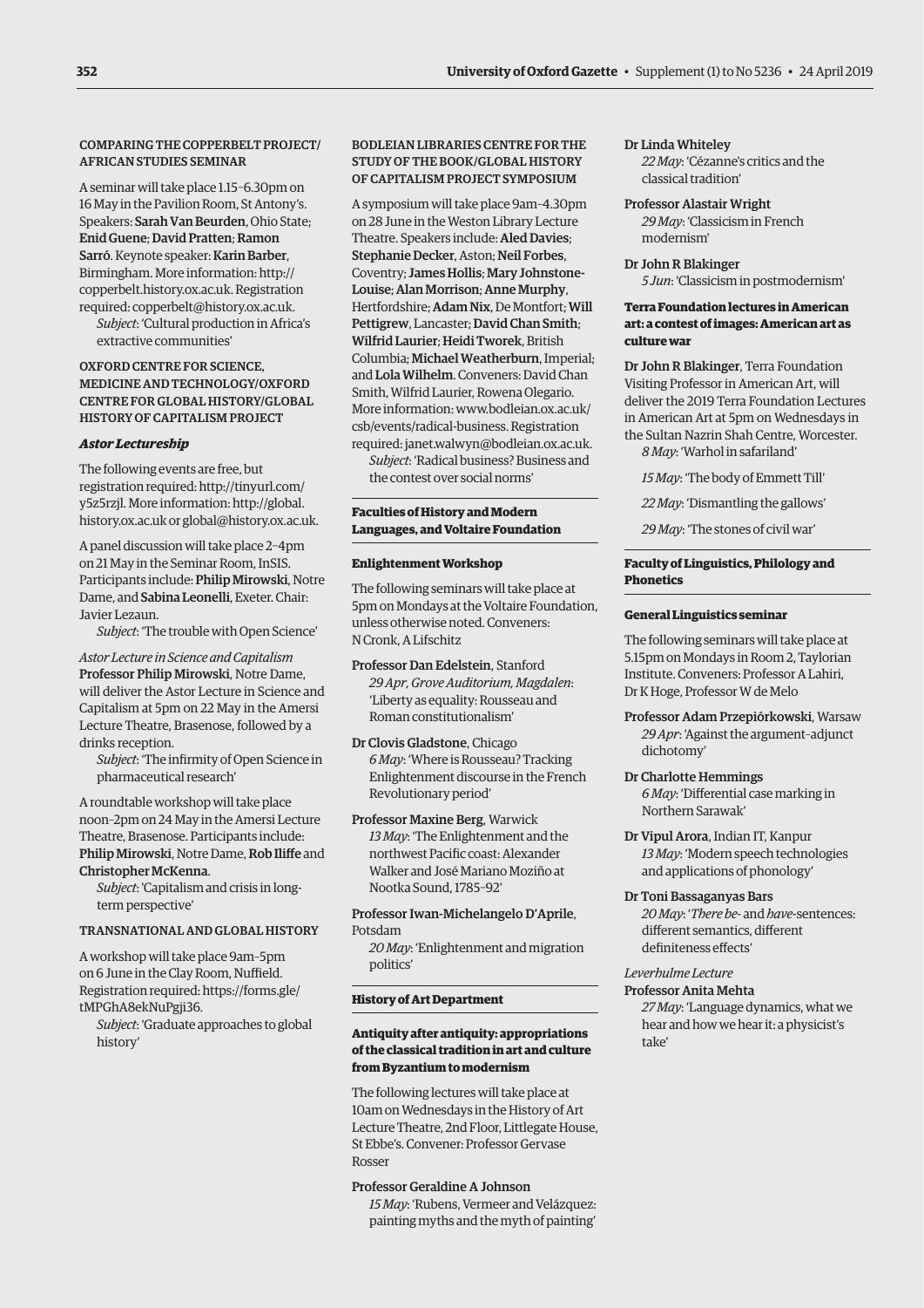### COMPARING THE COPPERBELT PROJECT/ AFRICAN STUDIES SEMINAR

A seminar will take place 1.15–6.30pm on 16 May in the Pavilion Room, St Antony's. Speakers: **Sarah Van Beurden**, Ohio State; **Enid Guene**; **David Pratten**; **Ramon Sarró**. Keynote speaker: **Karin Barber**, Birmingham. More information: http://copperbelt.history.ox.ac.uk. Registration required: copperbelt@history.ox.ac.uk.

*Subject*: 'Cultural production in Africa's extractive communities'

### OXFORD CENTRE FOR SCIENCE, MEDICINE AND TECHNOLOGY/OXFORD CENTRE FOR GLOBAL HISTORY/GLOBAL HISTORY OF CAPITALISM PROJECT

#### *Astor Lectureship*

The following events are free, but registration required: http://tinyurl.com/y5z5rzjl. More information: http://global.history.ox.ac.uk or global@history.ox.ac.uk.

A panel discussion will take place 2–4pm on 21 May in the Seminar Room, InSIS. Participants include: **Philip Mirowski**, Notre Dame, and **Sabina Leonelli**, Exeter. Chair: Javier Lezaun.

*Subject*: 'The trouble with Open Science'

*Astor Lecture in Science and Capitalism*
**Professor Philip Mirowski**, Notre Dame, will deliver the Astor Lecture in Science and Capitalism at 5pm on 22 May in the Amersi Lecture Theatre, Brasenose, followed by a drinks reception.

*Subject*: 'The infirmity of Open Science in pharmaceutical research'

A roundtable workshop will take place noon–2pm on 24 May in the Amersi Lecture Theatre, Brasenose. Participants include: **Philip Mirowski**, Notre Dame, **Rob Iliffe** and **Christopher McKenna**.

*Subject*: 'Capitalism and crisis in long-term perspective'

### TRANSNATIONAL AND GLOBAL HISTORY

A workshop will take place 9am–5pm on 6 June in the Clay Room, Nuffield. Registration required: https://forms.gle/tMPGhA8ekNuPgji36.

*Subject*: 'Graduate approaches to global history'

### BODLEIAN LIBRARIES CENTRE FOR THE STUDY OF THE BOOK/GLOBAL HISTORY OF CAPITALISM PROJECT SYMPOSIUM

A symposium will take place 9am–4.30pm on 28 June in the Weston Library Lecture Theatre. Speakers include: **Aled Davies**; **Stephanie Decker**, Aston; **Neil Forbes**, Coventry; **James Hollis**; **Mary Johnstone-Louise**; **Alan Morrison**; **Anne Murphy**, Hertfordshire; **Adam Nix**, De Montfort; **Will Pettigrew**, Lancaster; **David Chan Smith**; **Wilfrid Laurier**; **Heidi Tworek**, British Columbia; **Michael Weatherburn**, Imperial; and **Lola Wilhelm**. Conveners: David Chan Smith, Wilfrid Laurier, Rowena Olegario. More information: www.bodleian.ox.ac.uk/csb/events/radical-business. Registration required: janet.walwyn@bodleian.ox.ac.uk.

*Subject*: 'Radical business? Business and the contest over social norms'

## Faculties of History and Modern Languages, and Voltaire Foundation

### Enlightenment Workshop

The following seminars will take place at 5pm on Mondays at the Voltaire Foundation, unless otherwise noted. Conveners: N Cronk, A Lifschitz

**Professor Dan Edelstein**, Stanford
*29 Apr, Grove Auditorium, Magdalen*: 'Liberty as equality: Rousseau and Roman constitutionalism'

**Dr Clovis Gladstone**, Chicago
*6 May*: 'Where is Rousseau? Tracking Enlightenment discourse in the French Revolutionary period'

**Professor Maxine Berg**, Warwick
*13 May*: 'The Enlightenment and the northwest Pacific coast: Alexander Walker and José Mariano Moziño at Nootka Sound, 1785–92'

**Professor Iwan-Michelangelo D'Aprile**, Potsdam
*20 May*: 'Enlightenment and migration politics'

## History of Art Department

### Antiquity after antiquity: appropriations of the classical tradition in art and culture from Byzantium to modernism

The following lectures will take place at 10am on Wednesdays in the History of Art Lecture Theatre, 2nd Floor, Littlegate House, St Ebbe's. Convener: Professor Gervase Rosser

**Professor Geraldine A Johnson**
*15 May*: 'Rubens, Vermeer and Velázquez: painting myths and the myth of painting'

**Dr Linda Whiteley**
*22 May*: 'Cézanne's critics and the classical tradition'

**Professor Alastair Wright**
*29 May*: 'Classicism in French modernism'

**Dr John R Blakinger**
*5 Jun*: 'Classicism in postmodernism'

### Terra Foundation lectures in American art: a contest of images: American art as culture war

**Dr John R Blakinger**, Terra Foundation Visiting Professor in American Art, will deliver the 2019 Terra Foundation Lectures in American Art at 5pm on Wednesdays in the Sultan Nazrin Shah Centre, Worcester.

*8 May*: 'Warhol in safariland'

*15 May*: 'The body of Emmett Till'

*22 May*: 'Dismantling the gallows'

*29 May*: 'The stones of civil war'

## Faculty of Linguistics, Philology and Phonetics

### General Linguistics seminar

The following seminars will take place at 5.15pm on Mondays in Room 2, Taylorian Institute. Conveners: Professor A Lahiri, Dr K Hoge, Professor W de Melo

**Professor Adam Przepiórkowski**, Warsaw
*29 Apr*: 'Against the argument–adjunct dichotomy'

**Dr Charlotte Hemmings**
*6 May*: 'Differential case marking in Northern Sarawak'

**Dr Vipul Arora**, Indian IT, Kanpur
*13 May*: 'Modern speech technologies and applications of phonology'

**Dr Toni Bassaganyas Bars**
*20 May*: '*There be*- and *have*-sentences: different semantics, different definiteness effects'

*Leverhulme Lecture*
**Professor Anita Mehta**
*27 May*: 'Language dynamics, what we hear and how we hear it: a physicist's take'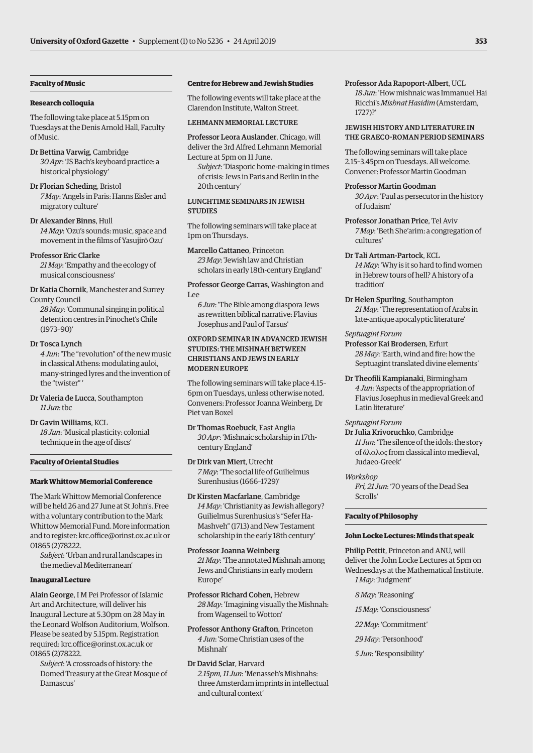## Faculty of Music

### Research colloquia

The following take place at 5.15pm on Tuesdays at the Denis Arnold Hall, Faculty of Music.

Dr Bettina Varwig, Cambridge
*30 Apr*: 'JS Bach's keyboard practice: a historical physiology'

Dr Florian Scheding, Bristol
*7 May*: 'Angels in Paris: Hanns Eisler and migratory culture'

Dr Alexander Binns, Hull
*14 May*: 'Ozu's sounds: music, space and movement in the films of Yasujirō Ozu'

Professor Eric Clarke
*21 May*: 'Empathy and the ecology of musical consciousness'

Dr Katia Chornik, Manchester and Surrey County Council
*28 May*: 'Communal singing in political detention centres in Pinochet's Chile (1973–90)'

Dr Tosca Lynch
*4 Jun*: 'The "revolution" of the new music in classical Athens: modulating auloi, many-stringed lyres and the invention of the "twister" '

Dr Valeria de Lucca, Southampton
*11 Jun*: tbc

Dr Gavin Williams, KCL
*18 Jun*: 'Musical plasticity: colonial technique in the age of discs'

## Faculty of Oriental Studies

### Mark Whittow Memorial Conference

The Mark Whittow Memorial Conference will be held 26 and 27 June at St John's. Free with a voluntary contribution to the Mark Whittow Memorial Fund. More information and to register: krc.office@orinst.ox.ac.uk or 01865 (2)78222.

*Subject*: 'Urban and rural landscapes in the medieval Mediterranean'

### Inaugural Lecture

Alain George, I M Pei Professor of Islamic Art and Architecture, will deliver his Inaugural Lecture at 5.30pm on 28 May in the Leonard Wolfson Auditorium, Wolfson. Please be seated by 5.15pm. Registration required: krc.office@orinst.ox.ac.uk or 01865 (2)78222.

*Subject*: 'A crossroads of history: the Domed Treasury at the Great Mosque of Damascus'

### Centre for Hebrew and Jewish Studies

The following events will take place at the Clarendon Institute, Walton Street.

#### LEHMANN MEMORIAL LECTURE

Professor Leora Auslander, Chicago, will deliver the 3rd Alfred Lehmann Memorial Lecture at 5pm on 11 June.

*Subject*: 'Diasporic home-making in times of crisis: Jews in Paris and Berlin in the 20th century'

#### LUNCHTIME SEMINARS IN JEWISH STUDIES

The following seminars will take place at 1pm on Thursdays.

Marcello Cattaneo, Princeton
*23 May*: 'Jewish law and Christian scholars in early 18th-century England'

Professor George Carras, Washington and Lee
*6 Jun*: 'The Bible among diaspora Jews as rewritten biblical narrative: Flavius Josephus and Paul of Tarsus'

#### OXFORD SEMINAR IN ADVANCED JEWISH STUDIES: THE MISHNAH BETWEEN CHRISTIANS AND JEWS IN EARLY MODERN EUROPE

The following seminars will take place 4.15–6pm on Tuesdays, unless otherwise noted. Conveners: Professor Joanna Weinberg, Dr Piet van Boxel

Dr Thomas Roebuck, East Anglia
*30 Apr*: 'Mishnaic scholarship in 17th-century England'

Dr Dirk van Miert, Utrecht
*7 May*: 'The social life of Guilielmus Surenhusius (1666–1729)'

Dr Kirsten Macfarlane, Cambridge
*14 May*: 'Christianity as Jewish allegory? Guilielmus Surenhusius's "Sefer Ha-Mashveh" (1713) and New Testament scholarship in the early 18th century'

Professor Joanna Weinberg
*21 May*: 'The annotated Mishnah among Jews and Christians in early modern Europe'

Professor Richard Cohen, Hebrew
*28 May*: 'Imagining visually the Mishnah: from Wagenseil to Wotton'

Professor Anthony Grafton, Princeton
*4 Jun*: 'Some Christian uses of the Mishnah'

Dr David Sclar, Harvard
*2.15pm, 11 Jun*: 'Menasseh's Mishnahs: three Amsterdam imprints in intellectual and cultural context'

Professor Ada Rapoport-Albert, UCL
*18 Jun*: 'How mishnaic was Immanuel Hai Ricchi's *Mishnat Hasidim* (Amsterdam, 1727)?'

#### JEWISH HISTORY AND LITERATURE IN THE GRAECO-ROMAN PERIOD SEMINARS

The following seminars will take place 2.15–3.45pm on Tuesdays. All welcome. Convener: Professor Martin Goodman

Professor Martin Goodman
*30 Apr*: 'Paul as persecutor in the history of Judaism'

Professor Jonathan Price, Tel Aviv
*7 May*: 'Beth She'arim: a congregation of cultures'

Dr Tali Artman-Partock, KCL
*14 May*: 'Why is it so hard to find women in Hebrew tours of hell? A history of a tradition'

Dr Helen Spurling, Southampton
*21 May*: 'The representation of Arabs in late-antique apocalyptic literature'

*Septuagint Forum*
Professor Kai Brodersen, Erfurt
*28 May*: 'Earth, wind and fire: how the Septuagint translated divine elements'

Dr Theofili Kampianaki, Birmingham
*4 Jun*: 'Aspects of the appropriation of Flavius Josephus in medieval Greek and Latin literature'

*Septuagint Forum*
Dr Julia Krivoruchko, Cambridge
*11 Jun*: 'The silence of the idols: the story of ἄλαλος from classical into medieval, Judaeo-Greek'

*Workshop*
*Fri, 21 Jun*: '70 years of the Dead Sea Scrolls'

## Faculty of Philosophy

### John Locke Lectures: Minds that speak

Philip Pettit, Princeton and ANU, will deliver the John Locke Lectures at 5pm on Wednesdays at the Mathematical Institute.

*1 May*: 'Judgment'

*8 May*: 'Reasoning'

*15 May*: 'Consciousness'

*22 May*: 'Commitment'

*29 May*: 'Personhood'

*5 Jun*: 'Responsibility'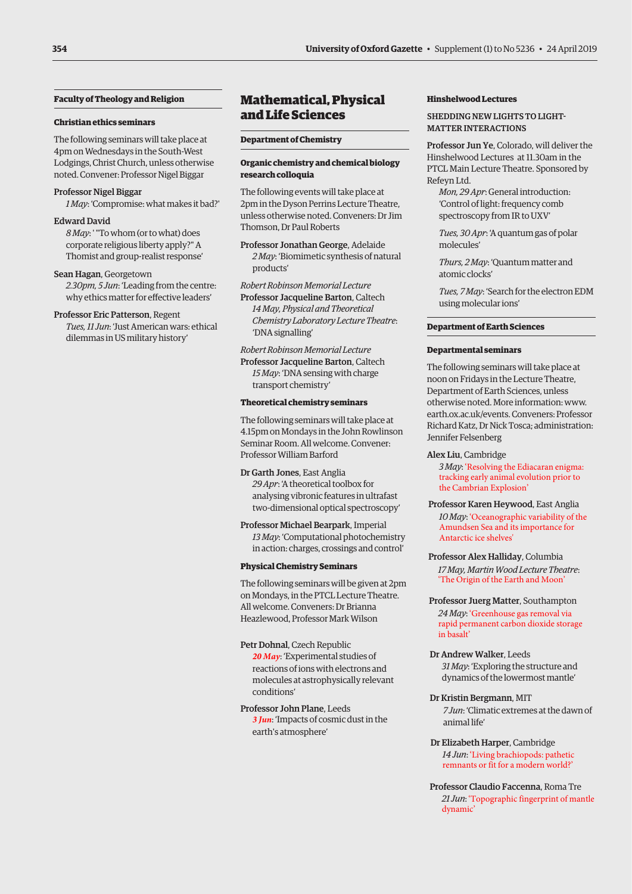### Faculty of Theology and Religion

#### Christian ethics seminars

The following seminars will take place at 4pm on Wednesdays in the South-West Lodgings, Christ Church, unless otherwise noted. Convener: Professor Nigel Biggar

Professor Nigel Biggar
*1 May*: 'Compromise: what makes it bad?'

Edward David
*8 May*: ' "To whom (or to what) does corporate religious liberty apply?" A Thomist and group-realist response'

Sean Hagan, Georgetown
*2.30pm, 5 Jun*: 'Leading from the centre: why ethics matter for effective leaders'

Professor Eric Patterson, Regent
*Tues, 11 Jun*: 'Just American wars: ethical dilemmas in US military history'

# Mathematical, Physical and Life Sciences

### Department of Chemistry

#### Organic chemistry and chemical biology research colloquia

The following events will take place at 2pm in the Dyson Perrins Lecture Theatre, unless otherwise noted. Conveners: Dr Jim Thomson, Dr Paul Roberts

**Professor Jonathan George**, Adelaide
*2 May*: 'Biomimetic synthesis of natural products'

*Robert Robinson Memorial Lecture*
**Professor Jacqueline Barton**, Caltech
*14 May, Physical and Theoretical Chemistry Laboratory Lecture Theatre*: 'DNA signalling'

*Robert Robinson Memorial Lecture*
**Professor Jacqueline Barton**, Caltech
*15 May*: 'DNA sensing with charge transport chemistry'

#### Theoretical chemistry seminars

The following seminars will take place at 4.15pm on Mondays in the John Rowlinson Seminar Room. All welcome. Convener: Professor William Barford

**Dr Garth Jones**, East Anglia
*29 Apr*: 'A theoretical toolbox for analysing vibronic features in ultrafast two-dimensional optical spectroscopy'

**Professor Michael Bearpark**, Imperial
*13 May*: 'Computational photochemistry in action: charges, crossings and control'

#### Physical Chemistry Seminars

The following seminars will be given at 2pm on Mondays, in the PTCL Lecture Theatre. All welcome. Conveners: Dr Brianna Heazlewood, Professor Mark Wilson

**Petr Dohnal**, Czech Republic
***20 May***: 'Experimental studies of reactions of ions with electrons and molecules at astrophysically relevant conditions'

**Professor John Plane**, Leeds
***3 Jun***: 'Impacts of cosmic dust in the earth's atmosphere'

#### Hinshelwood Lectures

SHEDDING NEW LIGHTS TO LIGHT-MATTER INTERACTIONS

**Professor Jun Ye**, Colorado, will deliver the Hinshelwood Lectures at 11.30am in the PTCL Main Lecture Theatre. Sponsored by Refeyn Ltd.

*Mon, 29 Apr*: General introduction: 'Control of light: frequency comb spectroscopy from IR to UXV'

*Tues, 30 Apr*: 'A quantum gas of polar molecules'

*Thurs, 2 May*: 'Quantum matter and atomic clocks'

*Tues, 7 May*: 'Search for the electron EDM using molecular ions'

### Department of Earth Sciences

#### Departmental seminars

The following seminars will take place at noon on Fridays in the Lecture Theatre, Department of Earth Sciences, unless otherwise noted. More information: www.earth.ox.ac.uk/events. Conveners: Professor Richard Katz, Dr Nick Tosca; administration: Jennifer Felsenberg

**Alex Liu**, Cambridge
*3 May*: 'Resolving the Ediacaran enigma: tracking early animal evolution prior to the Cambrian Explosion'

**Professor Karen Heywood**, East Anglia
*10 May*: 'Oceanographic variability of the Amundsen Sea and its importance for Antarctic ice shelves'

**Professor Alex Halliday**, Columbia
*17 May, Martin Wood Lecture Theatre*: 'The Origin of the Earth and Moon'

**Professor Juerg Matter**, Southampton
*24 May*: 'Greenhouse gas removal via rapid permanent carbon dioxide storage in basalt'

**Dr Andrew Walker**, Leeds
*31 May*: 'Exploring the structure and dynamics of the lowermost mantle'

**Dr Kristin Bergmann**, MIT
*7 Jun*: 'Climatic extremes at the dawn of animal life'

**Dr Elizabeth Harper**, Cambridge
*14 Jun*: 'Living brachiopods: pathetic remnants or fit for a modern world?'

**Professor Claudio Faccenna**, Roma Tre
*21 Jun*: 'Topographic fingerprint of mantle dynamic'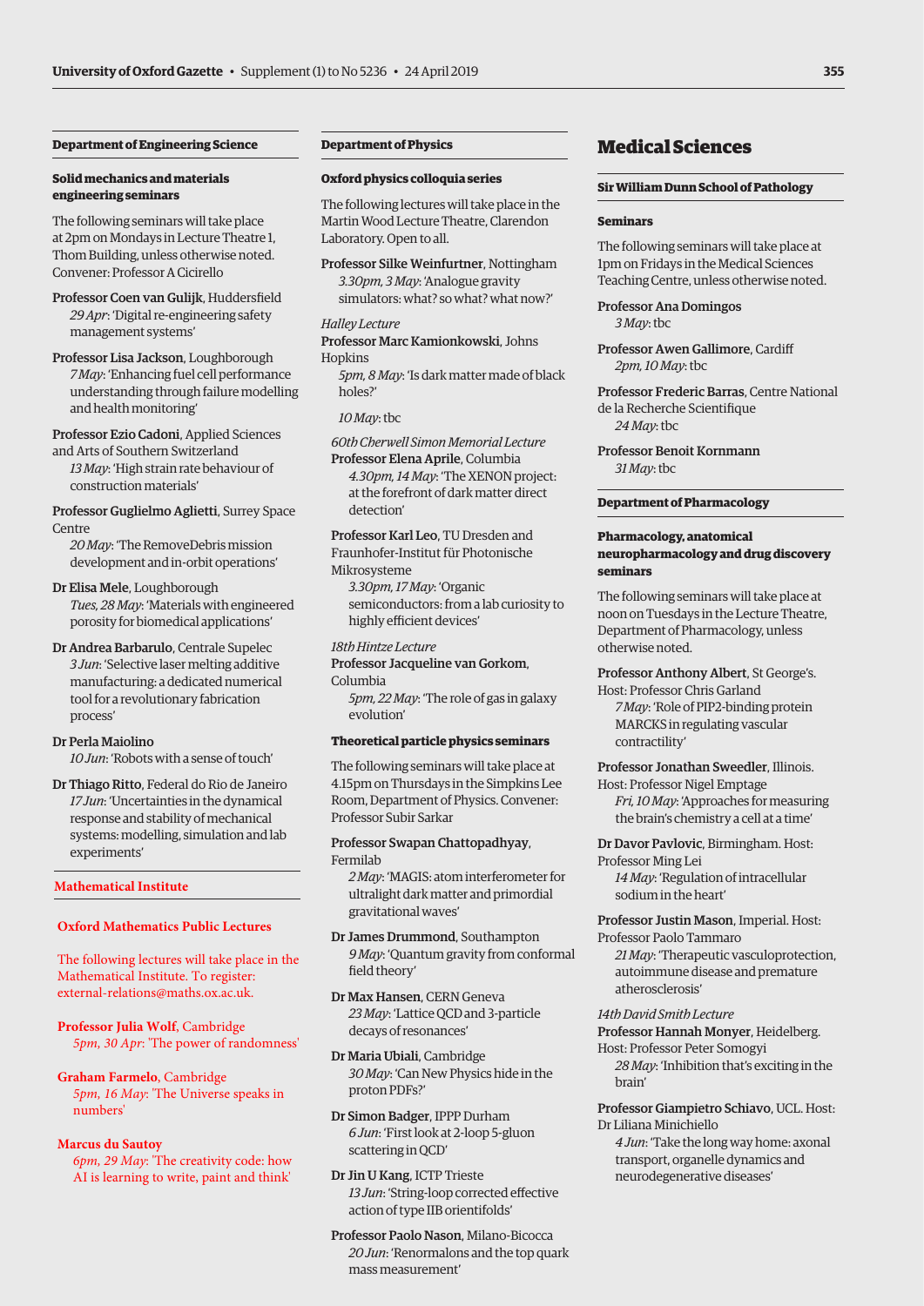### Department of Engineering Science

#### Solid mechanics and materials engineering seminars

The following seminars will take place at 2pm on Mondays in Lecture Theatre 1, Thom Building, unless otherwise noted. Convener: Professor A Cicirello

**Professor Coen van Gulijk**, Huddersfield
*29 Apr*: 'Digital re-engineering safety management systems'

**Professor Lisa Jackson**, Loughborough
*7 May*: 'Enhancing fuel cell performance understanding through failure modelling and health monitoring'

**Professor Ezio Cadoni**, Applied Sciences and Arts of Southern Switzerland
*13 May*: 'High strain rate behaviour of construction materials'

**Professor Guglielmo Aglietti**, Surrey Space Centre
*20 May*: 'The RemoveDebris mission development and in-orbit operations'

**Dr Elisa Mele**, Loughborough
*Tues, 28 May*: 'Materials with engineered porosity for biomedical applications'

**Dr Andrea Barbarulo**, Centrale Supelec
*3 Jun*: 'Selective laser melting additive manufacturing: a dedicated numerical tool for a revolutionary fabrication process'

**Dr Perla Maiolino**
*10 Jun*: 'Robots with a sense of touch'

**Dr Thiago Ritto**, Federal do Rio de Janeiro
*17 Jun*: 'Uncertainties in the dynamical response and stability of mechanical systems: modelling, simulation and lab experiments'

### Mathematical Institute

#### Oxford Mathematics Public Lectures

The following lectures will take place in the Mathematical Institute. To register: external-relations@maths.ox.ac.uk.

**Professor Julia Wolf**, Cambridge
*5pm, 30 Apr*: 'The power of randomness'

**Graham Farmelo**, Cambridge
*5pm, 16 May*: 'The Universe speaks in numbers'

**Marcus du Sautoy**
*6pm, 29 May*: 'The creativity code: how AI is learning to write, paint and think'

### Department of Physics

#### Oxford physics colloquia series

The following lectures will take place in the Martin Wood Lecture Theatre, Clarendon Laboratory. Open to all.

**Professor Silke Weinfurtner**, Nottingham
*3.30pm, 3 May*: 'Analogue gravity simulators: what? so what? what now?'

*Halley Lecture*
**Professor Marc Kamionkowski**, Johns Hopkins
*5pm, 8 May*: 'Is dark matter made of black holes?'

*10 May*: tbc

*60th Cherwell Simon Memorial Lecture*
**Professor Elena Aprile**, Columbia
*4.30pm, 14 May*: 'The XENON project: at the forefront of dark matter direct detection'

**Professor Karl Leo**, TU Dresden and Fraunhofer-Institut für Photonische Mikrosysteme
*3.30pm, 17 May*: 'Organic semiconductors: from a lab curiosity to highly efficient devices'

*18th Hintze Lecture*
**Professor Jacqueline van Gorkom**, Columbia
*5pm, 22 May*: 'The role of gas in galaxy evolution'

#### Theoretical particle physics seminars

The following seminars will take place at 4.15pm on Thursdays in the Simpkins Lee Room, Department of Physics. Convener: Professor Subir Sarkar

**Professor Swapan Chattopadhyay**, Fermilab
*2 May*: 'MAGIS: atom interferometer for ultralight dark matter and primordial gravitational waves'

**Dr James Drummond**, Southampton
*9 May*: 'Quantum gravity from conformal field theory'

**Dr Max Hansen**, CERN Geneva
*23 May*: 'Lattice QCD and 3-particle decays of resonances'

**Dr Maria Ubiali**, Cambridge
*30 May*: 'Can New Physics hide in the proton PDFs?'

**Dr Simon Badger**, IPPP Durham
*6 Jun*: 'First look at 2-loop 5-gluon scattering in QCD'

**Dr Jin U Kang**, ICTP Trieste
*13 Jun*: 'String-loop corrected effective action of type IIB orientifolds'

**Professor Paolo Nason**, Milano-Bicocca
*20 Jun*: 'Renormalons and the top quark mass measurement'

## Medical Sciences

### Sir William Dunn School of Pathology

#### Seminars

The following seminars will take place at 1pm on Fridays in the Medical Sciences Teaching Centre, unless otherwise noted.

**Professor Ana Domingos**
*3 May*: tbc

**Professor Awen Gallimore**, Cardiff
*2pm, 10 May*: tbc

**Professor Frederic Barras**, Centre National de la Recherche Scientifique
*24 May*: tbc

**Professor Benoit Kornmann**
*31 May*: tbc

### Department of Pharmacology

#### Pharmacology, anatomical neuropharmacology and drug discovery seminars

The following seminars will take place at noon on Tuesdays in the Lecture Theatre, Department of Pharmacology, unless otherwise noted.

**Professor Anthony Albert**, St George's. Host: Professor Chris Garland
*7 May*: 'Role of PIP2-binding protein MARCKS in regulating vascular contractility'

**Professor Jonathan Sweedler**, Illinois. Host: Professor Nigel Emptage
*Fri, 10 May*: 'Approaches for measuring the brain's chemistry a cell at a time'

**Dr Davor Pavlovic**, Birmingham. Host: Professor Ming Lei
*14 May*: 'Regulation of intracellular sodium in the heart'

**Professor Justin Mason**, Imperial. Host: Professor Paolo Tammaro
*21 May*: 'Therapeutic vasculoprotection, autoimmune disease and premature atherosclerosis'

*14th David Smith Lecture*
**Professor Hannah Monyer**, Heidelberg. Host: Professor Peter Somogyi
*28 May*: 'Inhibition that's exciting in the brain'

**Professor Giampietro Schiavo**, UCL. Host: Dr Liliana Minichiello
*4 Jun*: 'Take the long way home: axonal transport, organelle dynamics and neurodegenerative diseases'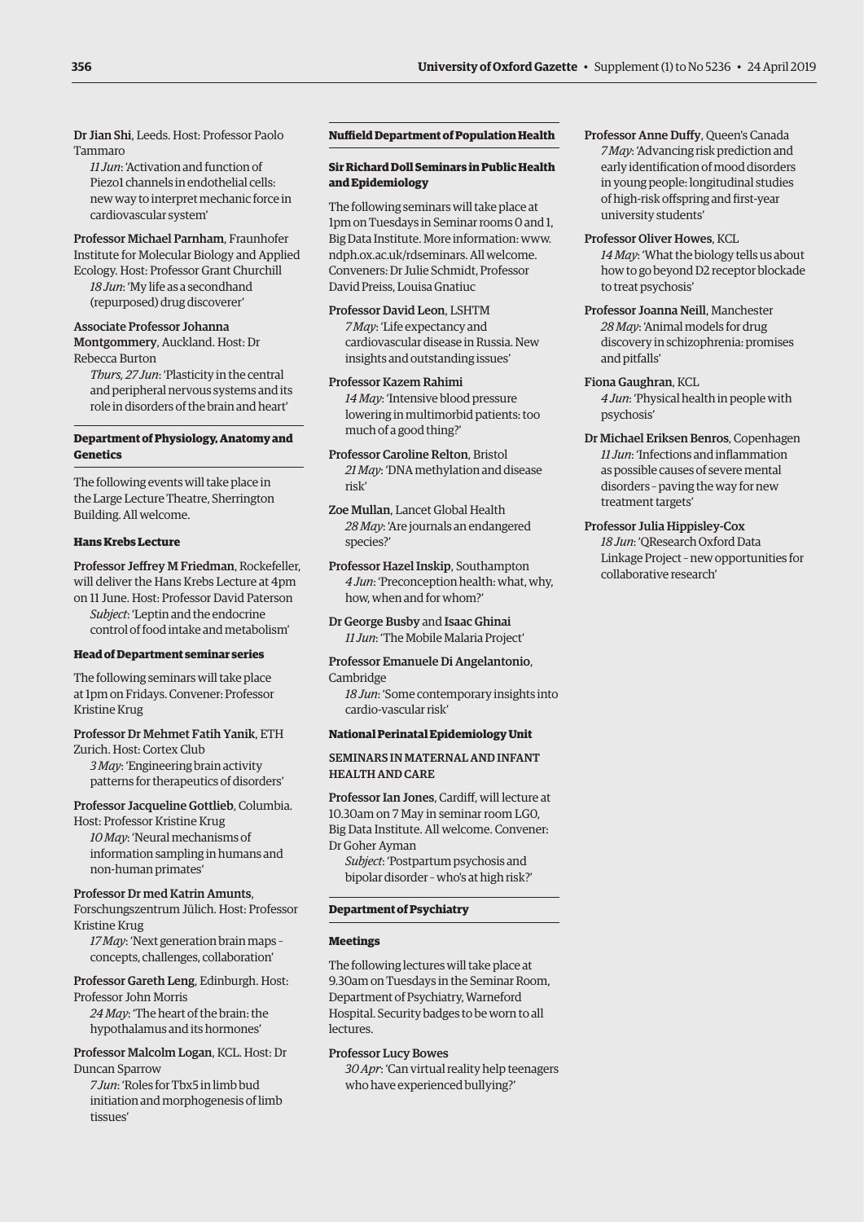Dr Jian Shi, Leeds. Host: Professor Paolo Tammaro

*11 Jun*: 'Activation and function of Piezo1 channels in endothelial cells: new way to interpret mechanic force in cardiovascular system'

Professor Michael Parnham, Fraunhofer Institute for Molecular Biology and Applied Ecology. Host: Professor Grant Churchill

*18 Jun*: 'My life as a secondhand (repurposed) drug discoverer'

Associate Professor Johanna Montgommery, Auckland. Host: Dr Rebecca Burton

*Thurs, 27 Jun*: 'Plasticity in the central and peripheral nervous systems and its role in disorders of the brain and heart'

### Department of Physiology, Anatomy and Genetics

The following events will take place in the Large Lecture Theatre, Sherrington Building. All welcome.

#### Hans Krebs Lecture

Professor Jeffrey M Friedman, Rockefeller, will deliver the Hans Krebs Lecture at 4pm on 11 June. Host: Professor David Paterson

*Subject*: 'Leptin and the endocrine control of food intake and metabolism'

#### Head of Department seminar series

The following seminars will take place at 1pm on Fridays. Convener: Professor Kristine Krug

Professor Dr Mehmet Fatih Yanik, ETH Zurich. Host: Cortex Club

*3 May*: 'Engineering brain activity patterns for therapeutics of disorders'

Professor Jacqueline Gottlieb, Columbia. Host: Professor Kristine Krug

*10 May*: 'Neural mechanisms of information sampling in humans and non-human primates'

Professor Dr med Katrin Amunts, Forschungszentrum Jülich. Host: Professor Kristine Krug

*17 May*: 'Next generation brain maps – concepts, challenges, collaboration'

Professor Gareth Leng, Edinburgh. Host: Professor John Morris

*24 May*: 'The heart of the brain: the hypothalamus and its hormones'

Professor Malcolm Logan, KCL. Host: Dr Duncan Sparrow

*7 Jun*: 'Roles for Tbx5 in limb bud initiation and morphogenesis of limb tissues'

### Nuffield Department of Population Health

#### Sir Richard Doll Seminars in Public Health and Epidemiology

The following seminars will take place at 1pm on Tuesdays in Seminar rooms 0 and 1, Big Data Institute. More information: www.ndph.ox.ac.uk/rdseminars. All welcome. Conveners: Dr Julie Schmidt, Professor David Preiss, Louisa Gnatiuc

Professor David Leon, LSHTM

*7 May*: 'Life expectancy and cardiovascular disease in Russia. New insights and outstanding issues'

Professor Kazem Rahimi

*14 May*: 'Intensive blood pressure lowering in multimorbid patients: too much of a good thing?'

Professor Caroline Relton, Bristol

*21 May*: 'DNA methylation and disease risk'

Zoe Mullan, Lancet Global Health

*28 May*: 'Are journals an endangered species?'

Professor Hazel Inskip, Southampton

*4 Jun*: 'Preconception health: what, why, how, when and for whom?'

Dr George Busby and Isaac Ghinai

*11 Jun*: 'The Mobile Malaria Project'

Professor Emanuele Di Angelantonio, Cambridge

*18 Jun*: 'Some contemporary insights into cardio-vascular risk'

### National Perinatal Epidemiology Unit

#### SEMINARS IN MATERNAL AND INFANT HEALTH AND CARE

Professor Ian Jones, Cardiff, will lecture at 10.30am on 7 May in seminar room LG0, Big Data Institute. All welcome. Convener: Dr Goher Ayman

*Subject*: 'Postpartum psychosis and bipolar disorder – who's at high risk?'

### Department of Psychiatry

#### Meetings

The following lectures will take place at 9.30am on Tuesdays in the Seminar Room, Department of Psychiatry, Warneford Hospital. Security badges to be worn to all lectures.

Professor Lucy Bowes

*30 Apr*: 'Can virtual reality help teenagers who have experienced bullying?'

Professor Anne Duffy, Queen's Canada

*7 May*: 'Advancing risk prediction and early identification of mood disorders in young people: longitudinal studies of high-risk offspring and first-year university students'

Professor Oliver Howes, KCL

*14 May*: 'What the biology tells us about how to go beyond D2 receptor blockade to treat psychosis'

Professor Joanna Neill, Manchester

*28 May*: 'Animal models for drug discovery in schizophrenia: promises and pitfalls'

Fiona Gaughran, KCL

*4 Jun*: 'Physical health in people with psychosis'

Dr Michael Eriksen Benros, Copenhagen

*11 Jun*: 'Infections and inflammation as possible causes of severe mental disorders – paving the way for new treatment targets'

Professor Julia Hippisley-Cox

*18 Jun*: 'QResearch Oxford Data Linkage Project – new opportunities for collaborative research'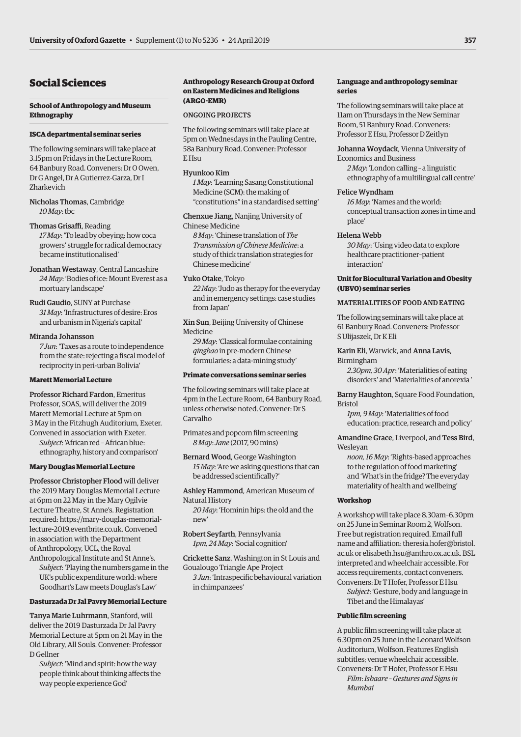## Social Sciences

### School of Anthropology and Museum Ethnography

#### ISCA departmental seminar series

The following seminars will take place at 3.15pm on Fridays in the Lecture Room, 64 Banbury Road. Conveners: Dr O Owen, Dr G Angel, Dr A Gutierrez-Garza, Dr I Zharkevich

Nicholas Thomas, Cambridge
*10 May*: tbc

Thomas Grisaffi, Reading
*17 May*: 'To lead by obeying: how coca growers' struggle for radical democracy became institutionalised'

Jonathan Westaway, Central Lancashire
*24 May*: 'Bodies of ice: Mount Everest as a mortuary landscape'

Rudi Gaudio, SUNY at Purchase
*31 May*: 'Infrastructures of desire: Eros and urbanism in Nigeria's capital'

Miranda Johansson
*7 Jun*: 'Taxes as a route to independence from the state: rejecting a fiscal model of reciprocity in peri-urban Bolivia'

#### Marett Memorial Lecture

Professor Richard Fardon, Emeritus Professor, SOAS, will deliver the 2019 Marett Memorial Lecture at 5pm on 3 May in the Fitzhugh Auditorium, Exeter. Convened in association with Exeter.
*Subject*: 'African red – African blue: ethnography, history and comparison'

#### Mary Douglas Memorial Lecture

Professor Christopher Flood will deliver the 2019 Mary Douglas Memorial Lecture at 6pm on 22 May in the Mary Ogilvie Lecture Theatre, St Anne's. Registration required: https://mary-douglas-memorial-lecture-2019.eventbrite.co.uk. Convened in association with the Department of Anthropology, UCL, the Royal Anthropological Institute and St Anne's.
*Subject*: 'Playing the numbers game in the UK's public expenditure world: where Goodhart's Law meets Douglas's Law'

#### Dasturzada Dr Jal Pavry Memorial Lecture

Tanya Marie Luhrmann, Stanford, will deliver the 2019 Dasturzada Dr Jal Pavry Memorial Lecture at 5pm on 21 May in the Old Library, All Souls. Convener: Professor D Gellner
*Subject*: 'Mind and spirit: how the way people think about thinking affects the way people experience God'

#### Anthropology Research Group at Oxford on Eastern Medicines and Religions (ARGO-EMR)

ONGOING PROJECTS

The following seminars will take place at 5pm on Wednesdays in the Pauling Centre, 58a Banbury Road. Convener: Professor E Hsu

Hyunkoo Kim
*1 May*: 'Learning Sasang Constitutional Medicine (SCM): the making of "constitutions" in a standardised setting'

Chenxue Jiang, Nanjing University of Chinese Medicine
*8 May*: 'Chinese translation of *The Transmission of Chinese Medicine*: a study of thick translation strategies for Chinese medicine'

Yuko Otake, Tokyo
*22 May*: 'Judo as therapy for the everyday and in emergency settings: case studies from Japan'

Xin Sun, Beijing University of Chinese Medicine
*29 May*: 'Classical formulae containing *qinghao* in pre-modern Chinese formularies: a data-mining study'

#### Primate conversations seminar series

The following seminars will take place at 4pm in the Lecture Room, 64 Banbury Road, unless otherwise noted. Convener: Dr S Carvalho

Primates and popcorn film screening
*8 May*: *Jane* (2017, 90 mins)

Bernard Wood, George Washington
*15 May*: 'Are we asking questions that can be addressed scientifically?'

Ashley Hammond, American Museum of Natural History
*20 May*: 'Hominin hips: the old and the new'

Robert Seyfarth, Pennsylvania
*1pm, 24 May*: 'Social cognition'

Crickette Sanz, Washington in St Louis and Goualougo Triangle Ape Project
*3 Jun*: 'Intraspecific behavioural variation in chimpanzees'

#### Language and anthropology seminar series

The following seminars will take place at 11am on Thursdays in the New Seminar Room, 51 Banbury Road. Conveners: Professor E Hsu, Professor D Zeitlyn

Johanna Woydack, Vienna University of Economics and Business
*2 May*: 'London calling – a linguistic ethnography of a multilingual call centre'

Felice Wyndham
*16 May*: 'Names and the world: conceptual transaction zones in time and place'

Helena Webb
*30 May*: 'Using video data to explore healthcare practitioner–patient interaction'

#### Unit for Biocultural Variation and Obesity (UBVO) seminar series

MATERIALITIES OF FOOD AND EATING

The following seminars will take place at 61 Banbury Road. Conveners: Professor S Ulijaszek, Dr K Eli

Karin Eli, Warwick, and Anna Lavis, Birmingham
*2.30pm, 30 Apr*: 'Materialities of eating disorders' and 'Materialities of anorexia'

Barny Haughton, Square Food Foundation, Bristol
*1pm, 9 May*: 'Materialities of food education: practice, research and policy'

Amandine Grace, Liverpool, and Tess Bird, Wesleyan
*noon, 16 May*: 'Rights-based approaches to the regulation of food marketing' and 'What's in the fridge? The everyday materiality of health and wellbeing'

#### Workshop

A workshop will take place 8.30am–6.30pm on 25 June in Seminar Room 2, Wolfson. Free but registration required. Email full name and affiliation: theresia.hofer@bristol.ac.uk or elisabeth.hsu@anthro.ox.ac.uk. BSL interpreted and wheelchair accessible. For access requirements, contact conveners. Conveners: Dr T Hofer, Professor E Hsu
*Subject*: 'Gesture, body and language in Tibet and the Himalayas'

#### Public film screening

A public film screening will take place at 6.30pm on 25 June in the Leonard Wolfson Auditorium, Wolfson. Features English subtitles; venue wheelchair accessible. Conveners: Dr T Hofer, Professor E Hsu
*Film*: *Ishaare – Gestures and Signs in Mumbai*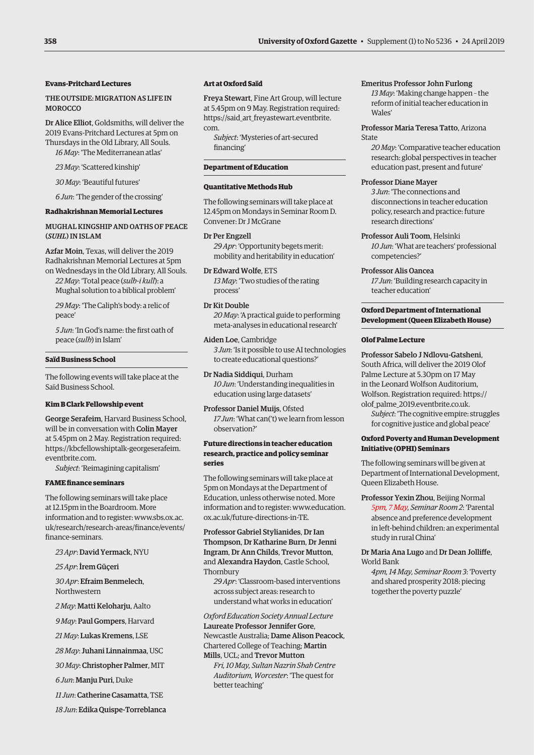### Evans-Pritchard Lectures

THE OUTSIDE: MIGRATION AS LIFE IN MOROCCO

**Dr Alice Elliot**, Goldsmiths, will deliver the 2019 Evans-Pritchard Lectures at 5pm on Thursdays in the Old Library, All Souls.

*16 May*: 'The Mediterranean atlas'

*23 May*: 'Scattered kinship'

*30 May*: 'Beautiful futures'

*6 Jun*: 'The gender of the crossing'

### Radhakrishnan Memorial Lectures

MUGHAL KINGSHIP AND OATHS OF PEACE (*SUHL*) IN ISLAM

**Azfar Moin**, Texas, will deliver the 2019 Radhakrishnan Memorial Lectures at 5pm on Wednesdays in the Old Library, All Souls.

*22 May*: 'Total peace (*sulh-i kull*): a Mughal solution to a biblical problem'

*29 May*: 'The Caliph's body: a relic of peace'

*5 Jun*: 'In God's name: the first oath of peace (*sulh*) in Islam'

## Saïd Business School

The following events will take place at the Saïd Business School.

### Kim B Clark Fellowship event

**George Serafeim**, Harvard Business School, will be in conversation with **Colin Mayer** at 5.45pm on 2 May. Registration required: https://kbcfellowshiptalk-georgeserafeim.eventbrite.com.

*Subject*: 'Reimagining capitalism'

### FAME finance seminars

The following seminars will take place at 12.15pm in the Boardroom. More information and to register: www.sbs.ox.ac.uk/research/research-areas/finance/events/finance-seminars.

*23 Apr*: **David Yermack**, NYU

*25 Apr*: **İrem Güçeri**

*30 Apr*: **Efraim Benmelech**, Northwestern

*2 May*: **Matti Keloharju**, Aalto

*9 May*: **Paul Gompers**, Harvard

*21 May*: **Lukas Kremens**, LSE

*28 May*: **Juhani Linnainmaa**, USC

*30 May*: **Christopher Palmer**, MIT

*6 Jun*: **Manju Puri**, Duke

*11 Jun*: **Catherine Casamatta**, TSE

*18 Jun*: **Edika Quispe-Torreblanca**

### Art at Oxford Saïd

**Freya Stewart**, Fine Art Group, will lecture at 5.45pm on 9 May. Registration required: https://said_art_freyastewart.eventbrite.com.

*Subject*: 'Mysteries of art-secured financing'

## Department of Education

### Quantitative Methods Hub

The following seminars will take place at 12.45pm on Mondays in Seminar Room D. Convener: Dr J McGrane

**Dr Per Engzell**
*29 Apr*: 'Opportunity begets merit: mobility and heritability in education'

**Dr Edward Wolfe**, ETS
*13 May*: 'Two studies of the rating process'

**Dr Kit Double**
*20 May*: 'A practical guide to performing meta-analyses in educational research'

**Aiden Loe**, Cambridge
*3 Jun*: 'Is it possible to use AI technologies to create educational questions?'

**Dr Nadia Siddiqui**, Durham
*10 Jun*: 'Understanding inequalities in education using large datasets'

**Professor Daniel Muijs**, Ofsted
*17 Jun*: 'What can('t) we learn from lesson observation?'

### Future directions in teacher education research, practice and policy seminar series

The following seminars will take place at 5pm on Mondays at the Department of Education, unless otherwise noted. More information and to register: www.education.ox.ac.uk/future-directions-in-TE.

**Professor Gabriel Stylianides**, **Dr Ian Thompson**, **Dr Katharine Burn**, **Dr Jenni Ingram**, **Dr Ann Childs**, **Trevor Mutton**, and **Alexandra Haydon**, Castle School, Thornbury
*29 Apr*: 'Classroom-based interventions across subject areas: research to understand what works in education'

*Oxford Education Society Annual Lecture*
**Laureate Professor Jennifer Gore**, Newcastle Australia; **Dame Alison Peacock**, Chartered College of Teaching; **Martin Mills**, UCL; and **Trevor Mutton**
*Fri, 10 May, Sultan Nazrin Shah Centre Auditorium, Worcester*: 'The quest for better teaching'

**Emeritus Professor John Furlong**
*13 May*: 'Making change happen – the reform of initial teacher education in Wales'

**Professor Maria Teresa Tatto**, Arizona State
*20 May*: 'Comparative teacher education research: global perspectives in teacher education past, present and future'

**Professor Diane Mayer**
*3 Jun*: 'The connections and disconnections in teacher education policy, research and practice: future research directions'

**Professor Auli Toom**, Helsinki
*10 Jun*: 'What are teachers' professional competencies?'

**Professor Alis Oancea**
*17 Jun*: 'Building research capacity in teacher education'

## Oxford Department of International Development (Queen Elizabeth House)

### Olof Palme Lecture

**Professor Sabelo J Ndlovu-Gatsheni**, South Africa, will deliver the 2019 Olof Palme Lecture at 5.30pm on 17 May in the Leonard Wolfson Auditorium, Wolfson. Registration required: https://olof_palme_2019.eventbrite.co.uk.

*Subject*: 'The cognitive empire: struggles for cognitive justice and global peace'

### Oxford Poverty and Human Development Initiative (OPHI) Seminars

The following seminars will be given at Department of International Development, Queen Elizabeth House.

**Professor Yexin Zhou**, Beijing Normal
*5pm, 7 May, Seminar Room 2*: 'Parental absence and preference development in left-behind children: an experimental study in rural China'

**Dr Maria Ana Lugo** and **Dr Dean Jolliffe**, World Bank
*4pm, 14 May, Seminar Room 3*: 'Poverty and shared prosperity 2018: piecing together the poverty puzzle'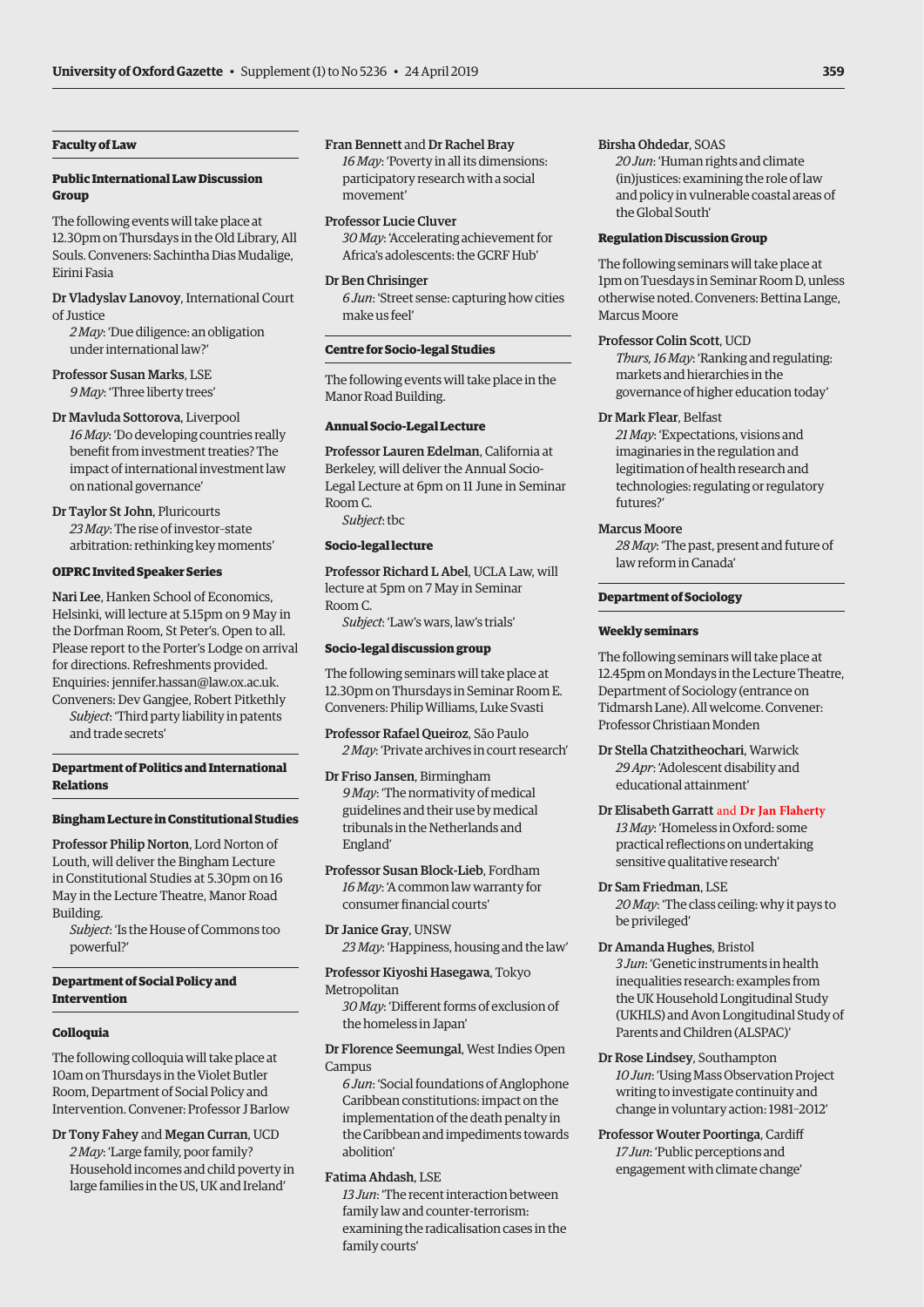## Faculty of Law

### Public International Law Discussion Group

The following events will take place at 12.30pm on Thursdays in the Old Library, All Souls. Conveners: Sachintha Dias Mudalige, Eirini Fasia

**Dr Vladyslav Lanovoy**, International Court of Justice
*2 May*: 'Due diligence: an obligation under international law?'

**Professor Susan Marks**, LSE
*9 May*: 'Three liberty trees'

**Dr Mavluda Sottorova**, Liverpool
*16 May*: 'Do developing countries really benefit from investment treaties? The impact of international investment law on national governance'

**Dr Taylor St John**, Pluricourts
*23 May*: The rise of investor–state arbitration: rethinking key moments'

### OIPRC Invited Speaker Series

**Nari Lee**, Hanken School of Economics, Helsinki, will lecture at 5.15pm on 9 May in the Dorfman Room, St Peter's. Open to all. Please report to the Porter's Lodge on arrival for directions. Refreshments provided. Enquiries: jennifer.hassan@law.ox.ac.uk. Conveners: Dev Gangjee, Robert Pitkethly
*Subject*: 'Third party liability in patents and trade secrets'

## Department of Politics and International Relations

### Bingham Lecture in Constitutional Studies

**Professor Philip Norton**, Lord Norton of Louth, will deliver the Bingham Lecture in Constitutional Studies at 5.30pm on 16 May in the Lecture Theatre, Manor Road Building.
*Subject*: 'Is the House of Commons too powerful?'

## Department of Social Policy and Intervention

### Colloquia

The following colloquia will take place at 10am on Thursdays in the Violet Butler Room, Department of Social Policy and Intervention. Convener: Professor J Barlow

**Dr Tony Fahey** and **Megan Curran**, UCD
*2 May*: 'Large family, poor family? Household incomes and child poverty in large families in the US, UK and Ireland'

**Fran Bennett** and **Dr Rachel Bray**
*16 May*: 'Poverty in all its dimensions: participatory research with a social movement'

**Professor Lucie Cluver**
*30 May*: 'Accelerating achievement for Africa's adolescents: the GCRF Hub'

**Dr Ben Chrisinger**
*6 Jun*: 'Street sense: capturing how cities make us feel'

## Centre for Socio-legal Studies

The following events will take place in the Manor Road Building.

### Annual Socio-Legal Lecture

**Professor Lauren Edelman**, California at Berkeley, will deliver the Annual Socio-Legal Lecture at 6pm on 11 June in Seminar Room C.
*Subject*: tbc

### Socio-legal lecture

**Professor Richard L Abel**, UCLA Law, will lecture at 5pm on 7 May in Seminar Room C.
*Subject*: 'Law's wars, law's trials'

### Socio-legal discussion group

The following seminars will take place at 12.30pm on Thursdays in Seminar Room E. Conveners: Philip Williams, Luke Svasti

**Professor Rafael Queiroz**, São Paulo
*2 May*: 'Private archives in court research'

**Dr Friso Jansen**, Birmingham
*9 May*: 'The normativity of medical guidelines and their use by medical tribunals in the Netherlands and England'

**Professor Susan Block-Lieb**, Fordham
*16 May*: 'A common law warranty for consumer financial courts'

**Dr Janice Gray**, UNSW
*23 May*: 'Happiness, housing and the law'

**Professor Kiyoshi Hasegawa**, Tokyo Metropolitan
*30 May*: 'Different forms of exclusion of the homeless in Japan'

**Dr Florence Seemungal**, West Indies Open Campus
*6 Jun*: 'Social foundations of Anglophone Caribbean constitutions: impact on the implementation of the death penalty in the Caribbean and impediments towards abolition'

**Fatima Ahdash**, LSE
*13 Jun*: 'The recent interaction between family law and counter-terrorism: examining the radicalisation cases in the family courts'

**Birsha Ohdedar**, SOAS
*20 Jun*: 'Human rights and climate (in)justices: examining the role of law and policy in vulnerable coastal areas of the Global South'

### Regulation Discussion Group

The following seminars will take place at 1pm on Tuesdays in Seminar Room D, unless otherwise noted. Conveners: Bettina Lange, Marcus Moore

**Professor Colin Scott**, UCD
*Thurs, 16 May*: 'Ranking and regulating: markets and hierarchies in the governance of higher education today'

**Dr Mark Flear**, Belfast
*21 May*: 'Expectations, visions and imaginaries in the regulation and legitimation of health research and technologies: regulating or regulatory futures?'

**Marcus Moore**
*28 May*: 'The past, present and future of law reform in Canada'

## Department of Sociology

### Weekly seminars

The following seminars will take place at 12.45pm on Mondays in the Lecture Theatre, Department of Sociology (entrance on Tidmarsh Lane). All welcome. Convener: Professor Christiaan Monden

**Dr Stella Chatzitheochari**, Warwick
*29 Apr*: 'Adolescent disability and educational attainment'

**Dr Elisabeth Garratt** and **Dr Jan Flaherty**
*13 May*: 'Homeless in Oxford: some practical reflections on undertaking sensitive qualitative research'

**Dr Sam Friedman**, LSE
*20 May*: 'The class ceiling: why it pays to be privileged'

**Dr Amanda Hughes**, Bristol
*3 Jun*: 'Genetic instruments in health inequalities research: examples from the UK Household Longitudinal Study (UKHLS) and Avon Longitudinal Study of Parents and Children (ALSPAC)'

**Dr Rose Lindsey**, Southampton
*10 Jun*: 'Using Mass Observation Project writing to investigate continuity and change in voluntary action: 1981–2012'

**Professor Wouter Poortinga**, Cardiff
*17 Jun*: 'Public perceptions and engagement with climate change'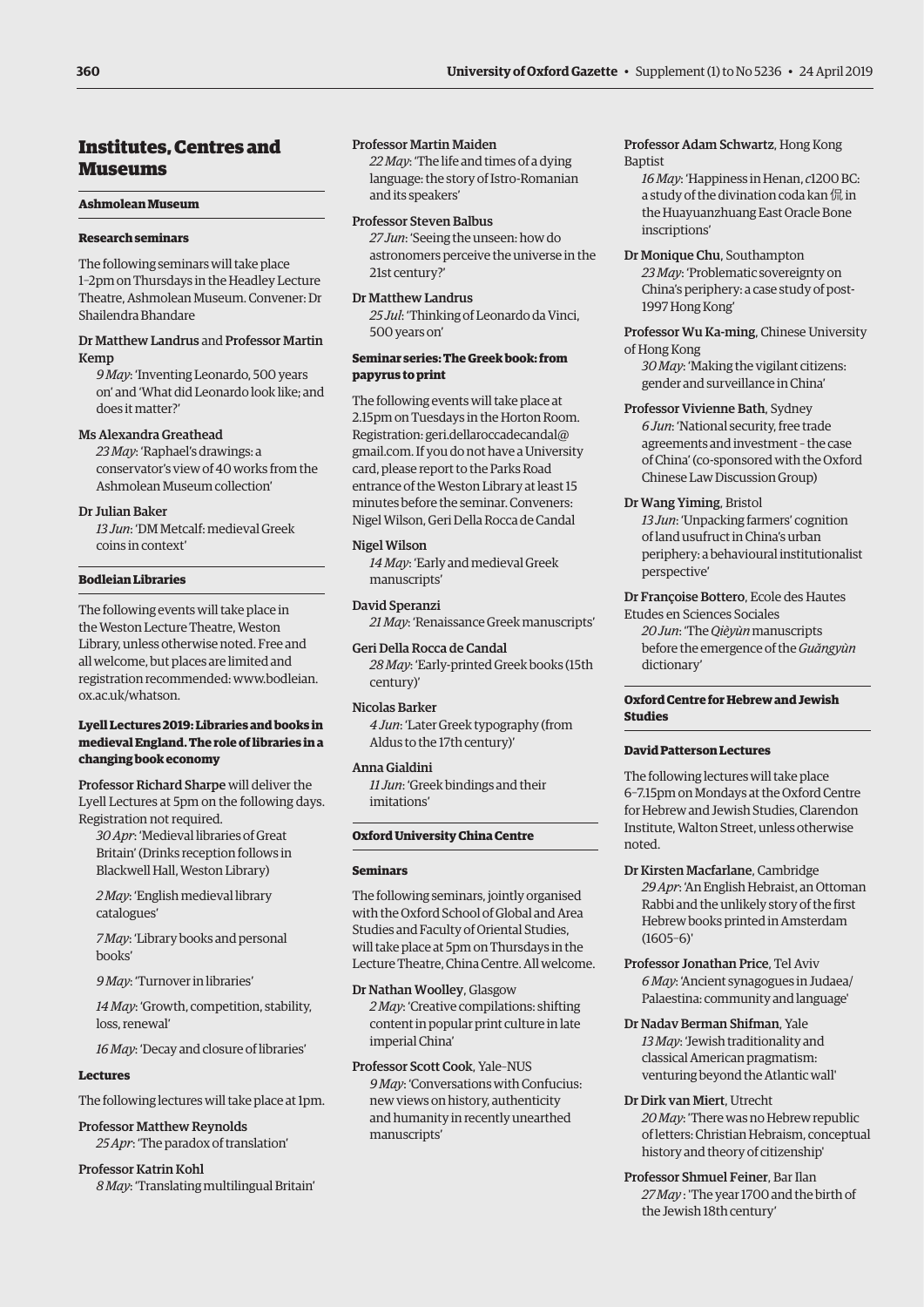# Institutes, Centres and Museums

## Ashmolean Museum

### Research seminars

The following seminars will take place 1–2pm on Thursdays in the Headley Lecture Theatre, Ashmolean Museum. Convener: Dr Shailendra Bhandare

Dr Matthew Landrus and Professor Martin Kemp
*9 May*: 'Inventing Leonardo, 500 years on' and 'What did Leonardo look like; and does it matter?'

Ms Alexandra Greathead
*23 May*: 'Raphael's drawings: a conservator's view of 40 works from the Ashmolean Museum collection'

Dr Julian Baker
*13 Jun*: 'DM Metcalf: medieval Greek coins in context'

## Bodleian Libraries

The following events will take place in the Weston Lecture Theatre, Weston Library, unless otherwise noted. Free and all welcome, but places are limited and registration recommended: www.bodleian.ox.ac.uk/whatson.

### Lyell Lectures 2019: Libraries and books in medieval England. The role of libraries in a changing book economy

Professor Richard Sharpe will deliver the Lyell Lectures at 5pm on the following days. Registration not required.

*30 Apr*: 'Medieval libraries of Great Britain' (Drinks reception follows in Blackwell Hall, Weston Library)

*2 May*: 'English medieval library catalogues'

*7 May*: 'Library books and personal books'

*9 May*: 'Turnover in libraries'

*14 May*: 'Growth, competition, stability, loss, renewal'

*16 May*: 'Decay and closure of libraries'

### Lectures

The following lectures will take place at 1pm.

Professor Matthew Reynolds
*25 Apr*: 'The paradox of translation'

Professor Katrin Kohl
*8 May*: 'Translating multilingual Britain'

Professor Martin Maiden
*22 May*: 'The life and times of a dying language: the story of Istro-Romanian and its speakers'

Professor Steven Balbus
*27 Jun*: 'Seeing the unseen: how do astronomers perceive the universe in the 21st century?'

Dr Matthew Landrus
*25 Jul*: 'Thinking of Leonardo da Vinci, 500 years on'

### Seminar series: The Greek book: from papyrus to print

The following events will take place at 2.15pm on Tuesdays in the Horton Room. Registration: geri.dellaroccadecandal@gmail.com. If you do not have a University card, please report to the Parks Road entrance of the Weston Library at least 15 minutes before the seminar. Conveners: Nigel Wilson, Geri Della Rocca de Candal

Nigel Wilson
*14 May*: 'Early and medieval Greek manuscripts'

David Speranzi
*21 May*: 'Renaissance Greek manuscripts'

Geri Della Rocca de Candal
*28 May*: 'Early-printed Greek books (15th century)'

Nicolas Barker
*4 Jun*: 'Later Greek typography (from Aldus to the 17th century)'

Anna Gialdini
*11 Jun*: 'Greek bindings and their imitations'

## Oxford University China Centre

### Seminars

The following seminars, jointly organised with the Oxford School of Global and Area Studies and Faculty of Oriental Studies, will take place at 5pm on Thursdays in the Lecture Theatre, China Centre. All welcome.

Dr Nathan Woolley, Glasgow
*2 May*: 'Creative compilations: shifting content in popular print culture in late imperial China'

Professor Scott Cook, Yale–NUS
*9 May*: 'Conversations with Confucius: new views on history, authenticity and humanity in recently unearthed manuscripts'

Professor Adam Schwartz, Hong Kong Baptist
*16 May*: 'Happiness in Henan, *c*1200 BC: a study of the divination coda kan 侃 in the Huayuanzhuang East Oracle Bone inscriptions'

Dr Monique Chu, Southampton
*23 May*: 'Problematic sovereignty on China's periphery: a case study of post-1997 Hong Kong'

Professor Wu Ka-ming, Chinese University of Hong Kong
*30 May*: 'Making the vigilant citizens: gender and surveillance in China'

Professor Vivienne Bath, Sydney
*6 Jun*: 'National security, free trade agreements and investment – the case of China' (co-sponsored with the Oxford Chinese Law Discussion Group)

Dr Wang Yiming, Bristol
*13 Jun*: 'Unpacking farmers' cognition of land usufruct in China's urban periphery: a behavioural institutionalist perspective'

Dr Françoise Bottero, Ecole des Hautes Etudes en Sciences Sociales
*20 Jun*: 'The *Qièyùn* manuscripts before the emergence of the *Guǎngyùn* dictionary'

## Oxford Centre for Hebrew and Jewish Studies

### David Patterson Lectures

The following lectures will take place 6–7.15pm on Mondays at the Oxford Centre for Hebrew and Jewish Studies, Clarendon Institute, Walton Street, unless otherwise noted.

Dr Kirsten Macfarlane, Cambridge
*29 Apr*: 'An English Hebraist, an Ottoman Rabbi and the unlikely story of the first Hebrew books printed in Amsterdam (1605–6)'

Professor Jonathan Price, Tel Aviv
*6 May*: 'Ancient synagogues in Judaea/Palaestina: community and language'

Dr Nadav Berman Shifman, Yale
*13 May*: 'Jewish traditionality and classical American pragmatism: venturing beyond the Atlantic wall'

Dr Dirk van Miert, Utrecht
*20 May*: 'There was no Hebrew republic of letters: Christian Hebraism, conceptual history and theory of citizenship'

Professor Shmuel Feiner, Bar Ilan
*27 May* : 'The year 1700 and the birth of the Jewish 18th century'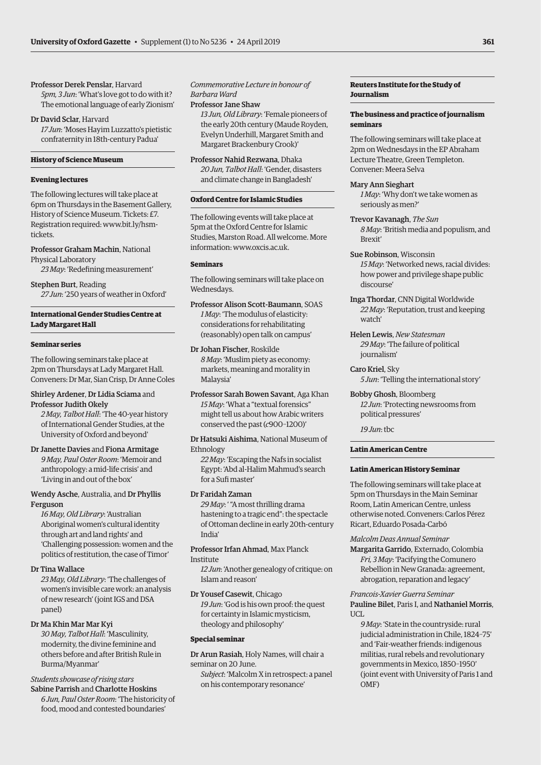**Professor Derek Penslar**, Harvard
*5pm, 3 Jun*: 'What's love got to do with it? The emotional language of early Zionism'

**Dr David Sclar**, Harvard
*17 Jun*: 'Moses Hayim Luzzatto's pietistic confraternity in 18th-century Padua'

### History of Science Museum

#### Evening lectures

The following lectures will take place at 6pm on Thursdays in the Basement Gallery, History of Science Museum. Tickets: £7. Registration required: www.bit.ly/hsm-tickets.

**Professor Graham Machin**, National Physical Laboratory
*23 May*: 'Redefining measurement'

**Stephen Burt**, Reading
*27 Jun*: '250 years of weather in Oxford'

### International Gender Studies Centre at Lady Margaret Hall

#### Seminar series

The following seminars take place at 2pm on Thursdays at Lady Margaret Hall. Conveners: Dr Mar, Sian Crisp, Dr Anne Coles

**Shirley Ardener**, **Dr Lidia Sciama** and **Professor Judith Okely**
*2 May, Talbot Hall*: 'The 40-year history of International Gender Studies, at the University of Oxford and beyond'

**Dr Janette Davies** and **Fiona Armitage**
*9 May, Paul Oster Room*: 'Memoir and anthropology: a mid-life crisis' and 'Living in and out of the box'

**Wendy Asche**, Australia, and **Dr Phyllis Ferguson**
*16 May, Old Library*: 'Australian Aboriginal women's cultural identity through art and land rights' and 'Challenging possession: women and the politics of restitution, the case of Timor'

**Dr Tina Wallace**
*23 May, Old Library*: 'The challenges of women's invisible care work: an analysis of new research' (joint IGS and DSA panel)

**Dr Ma Khin Mar Mar Kyi**
*30 May, Talbot Hall*: 'Masculinity, modernity, the divine feminine and others before and after British Rule in Burma/Myanmar'

*Students showcase of rising stars*
**Sabine Parrish** and **Charlotte Hoskins**
*6 Jun, Paul Oster Room*: 'The historicity of food, mood and contested boundaries'

*Commemorative Lecture in honour of Barbara Ward*
**Professor Jane Shaw**
*13 Jun, Old Library*: 'Female pioneers of the early 20th century (Maude Royden, Evelyn Underhill, Margaret Smith and Margaret Brackenbury Crook)'

**Professor Nahid Rezwana**, Dhaka
*20 Jun, Talbot Hall*: 'Gender, disasters and climate change in Bangladesh'

### Oxford Centre for Islamic Studies

The following events will take place at 5pm at the Oxford Centre for Islamic Studies, Marston Road. All welcome. More information: www.oxcis.ac.uk.

#### Seminars

The following seminars will take place on Wednesdays.

**Professor Alison Scott-Baumann**, SOAS
*1 May*: 'The modulus of elasticity: considerations for rehabilitating (reasonably) open talk on campus'

**Dr Johan Fischer**, Roskilde
*8 May*: 'Muslim piety as economy: markets, meaning and morality in Malaysia'

**Professor Sarah Bowen Savant**, Aga Khan
*15 May*: 'What a "textual forensics" might tell us about how Arabic writers conserved the past (*c*900–1200)'

**Dr Hatsuki Aishima**, National Museum of Ethnology
*22 May*: 'Escaping the Nafs in socialist Egypt: 'Abd al-Halim Mahmud's search for a Sufi master'

**Dr Faridah Zaman**
*29 May*: ' "A most thrilling drama hastening to a tragic end": the spectacle of Ottoman decline in early 20th-century India'

**Professor Irfan Ahmad**, Max Planck Institute
*12 Jun*: 'Another genealogy of critique: on Islam and reason'

**Dr Yousef Casewit**, Chicago
*19 Jun*: 'God is his own proof: the quest for certainty in Islamic mysticism, theology and philosophy'

#### Special seminar

**Dr Arun Rasiah**, Holy Names, will chair a seminar on 20 June.
*Subject*: 'Malcolm X in retrospect: a panel on his contemporary resonance'

### Reuters Institute for the Study of Journalism

#### The business and practice of journalism seminars

The following seminars will take place at 2pm on Wednesdays in the EP Abraham Lecture Theatre, Green Templeton. Convener: Meera Selva

**Mary Ann Sieghart**
*1 May*: 'Why don't we take women as seriously as men?'

**Trevor Kavanagh**, *The Sun*
*8 May*: 'British media and populism, and Brexit'

**Sue Robinson**, Wisconsin
*15 May*: 'Networked news, racial divides: how power and privilege shape public discourse'

**Inga Thordar**, CNN Digital Worldwide
*22 May*: 'Reputation, trust and keeping watch'

**Helen Lewis**, *New Statesman*
*29 May*: 'The failure of political journalism'

**Caro Kriel**, Sky
*5 Jun*: 'Telling the international story'

**Bobby Ghosh**, Bloomberg
*12 Jun*: 'Protecting newsrooms from political pressures'

*19 Jun*: tbc

### Latin American Centre

#### Latin American History Seminar

The following seminars will take place at 5pm on Thursdays in the Main Seminar Room, Latin American Centre, unless otherwise noted. Conveners: Carlos Pérez Ricart, Eduardo Posada-Carbó

*Malcolm Deas Annual Seminar*
**Margarita Garrido**, Externado, Colombia
*Fri, 3 May*: 'Pacifying the Comunero Rebellion in New Granada: agreement, abrogation, reparation and legacy'

*Francois-Xavier Guerra Seminar*
**Pauline Bilet**, Paris I, and **Nathaniel Morris**, UCL
*9 May*: 'State in the countryside: rural judicial administration in Chile, 1824–75' and 'Fair-weather friends: indigenous militias, rural rebels and revolutionary governments in Mexico, 1850–1950' (joint event with University of Paris 1 and OMF)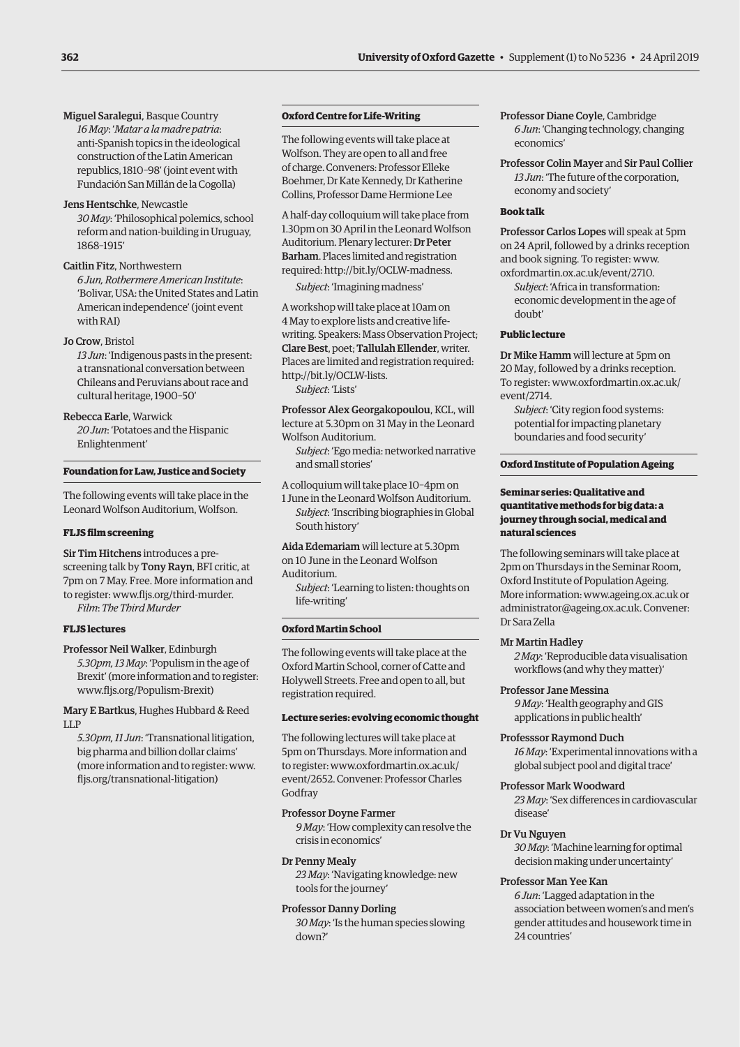**Miguel Saralegui**, Basque Country
*16 May*: '*Matar a la madre patria*: anti-Spanish topics in the ideological construction of the Latin American republics, 1810–98' (joint event with Fundación San Millán de la Cogolla)

**Jens Hentschke**, Newcastle
*30 May*: 'Philosophical polemics, school reform and nation-building in Uruguay, 1868–1915'

**Caitlin Fitz**, Northwestern
*6 Jun, Rothermere American Institute*: 'Bolivar, USA: the United States and Latin American independence' (joint event with RAI)

**Jo Crow**, Bristol
*13 Jun*: 'Indigenous pasts in the present: a transnational conversation between Chileans and Peruvians about race and cultural heritage, 1900–50'

**Rebecca Earle**, Warwick
*20 Jun*: 'Potatoes and the Hispanic Enlightenment'

### Foundation for Law, Justice and Society

The following events will take place in the Leonard Wolfson Auditorium, Wolfson.

#### FLJS film screening

**Sir Tim Hitchens** introduces a pre-screening talk by **Tony Rayn**, BFI critic, at 7pm on 7 May. Free. More information and to register: www.fljs.org/third-murder.
*Film*: *The Third Murder*

#### FLJS lectures

**Professor Neil Walker**, Edinburgh
*5.30pm, 13 May*: 'Populism in the age of Brexit' (more information and to register: www.fljs.org/Populism-Brexit)

**Mary E Bartkus**, Hughes Hubbard & Reed LLP
*5.30pm, 11 Jun*: 'Transnational litigation, big pharma and billion dollar claims' (more information and to register: www.fljs.org/transnational-litigation)

### Oxford Centre for Life-Writing

The following events will take place at Wolfson. They are open to all and free of charge. Conveners: Professor Elleke Boehmer, Dr Kate Kennedy, Dr Katherine Collins, Professor Dame Hermione Lee

A half-day colloquium will take place from 1.30pm on 30 April in the Leonard Wolfson Auditorium. Plenary lecturer: **Dr Peter Barham**. Places limited and registration required: http://bit.ly/OCLW-madness.
*Subject*: 'Imagining madness'

A workshop will take place at 10am on 4 May to explore lists and creative life-writing. Speakers: Mass Observation Project; **Clare Best**, poet; **Tallulah Ellender**, writer. Places are limited and registration required: http://bit.ly/OCLW-lists.
*Subject*: 'Lists'

**Professor Alex Georgakopoulou**, KCL, will lecture at 5.30pm on 31 May in the Leonard Wolfson Auditorium.
*Subject*: 'Ego media: networked narrative and small stories'

A colloquium will take place 10–4pm on 1 June in the Leonard Wolfson Auditorium.
*Subject*: 'Inscribing biographies in Global South history'

**Aida Edemariam** will lecture at 5.30pm on 10 June in the Leonard Wolfson Auditorium.
*Subject*: 'Learning to listen: thoughts on life-writing'

### Oxford Martin School

The following events will take place at the Oxford Martin School, corner of Catte and Holywell Streets. Free and open to all, but registration required.

#### Lecture series: evolving economic thought

The following lectures will take place at 5pm on Thursdays. More information and to register: www.oxfordmartin.ox.ac.uk/event/2652. Convener: Professor Charles Godfray

**Professor Doyne Farmer**
*9 May*: 'How complexity can resolve the crisis in economics'

**Dr Penny Mealy**
*23 May*: 'Navigating knowledge: new tools for the journey'

**Professor Danny Dorling**
*30 May*: 'Is the human species slowing down?'

**Professor Diane Coyle**, Cambridge
*6 Jun*: 'Changing technology, changing economics'

**Professor Colin Mayer** and **Sir Paul Collier**
*13 Jun*: 'The future of the corporation, economy and society'

#### Book talk

**Professor Carlos Lopes** will speak at 5pm on 24 April, followed by a drinks reception and book signing. To register: www.oxfordmartin.ox.ac.uk/event/2710.
*Subject*: 'Africa in transformation: economic development in the age of doubt'

#### Public lecture

**Dr Mike Hamm** will lecture at 5pm on 20 May, followed by a drinks reception. To register: www.oxfordmartin.ox.ac.uk/event/2714.
*Subject*: 'City region food systems: potential for impacting planetary boundaries and food security'

### Oxford Institute of Population Ageing

#### Seminar series: Qualitative and quantitative methods for big data: a journey through social, medical and natural sciences

The following seminars will take place at 2pm on Thursdays in the Seminar Room, Oxford Institute of Population Ageing. More information: www.ageing.ox.ac.uk or administrator@ageing.ox.ac.uk. Convener: Dr Sara Zella

**Mr Martin Hadley**
*2 May*: 'Reproducible data visualisation workflows (and why they matter)'

**Professor Jane Messina**
*9 May*: 'Health geography and GIS applications in public health'

**Professsor Raymond Duch**
*16 May*: 'Experimental innovations with a global subject pool and digital trace'

**Professor Mark Woodward**
*23 May*: 'Sex differences in cardiovascular disease'

**Dr Vu Nguyen**
*30 May*: 'Machine learning for optimal decision making under uncertainty'

**Professor Man Yee Kan**
*6 Jun*: 'Lagged adaptation in the association between women's and men's gender attitudes and housework time in 24 countries'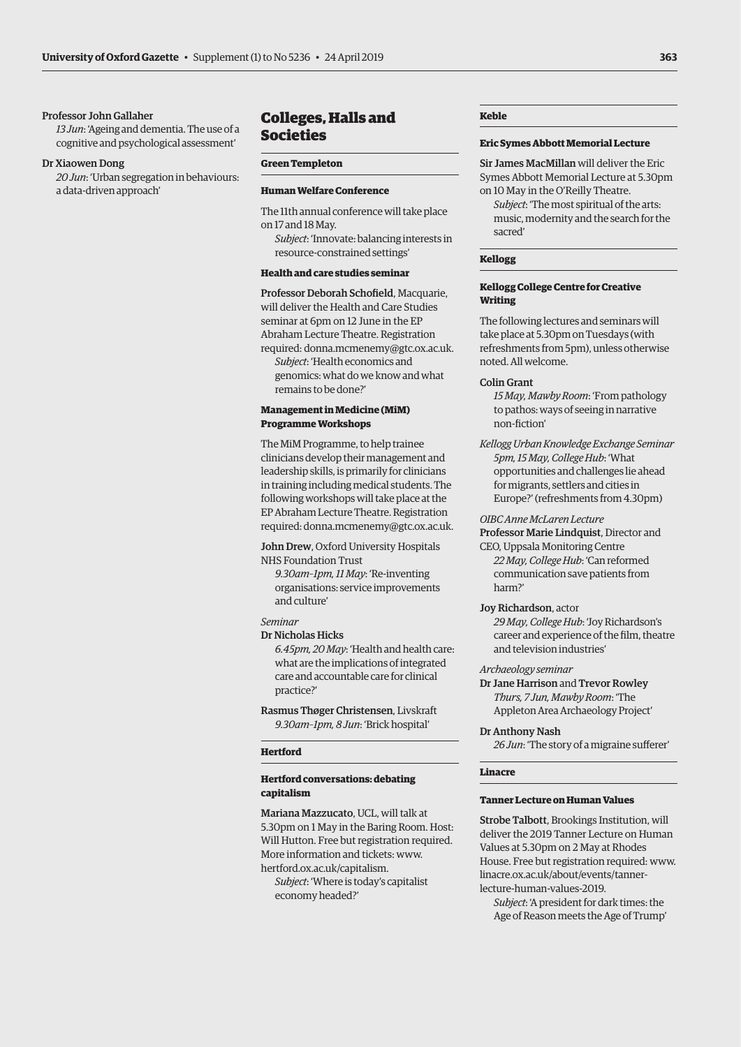Professor John Gallaher

*13 Jun*: 'Ageing and dementia. The use of a cognitive and psychological assessment'

Dr Xiaowen Dong

*20 Jun*: 'Urban segregation in behaviours: a data-driven approach'

# Colleges, Halls and Societies

## Green Templeton

### Human Welfare Conference

The 11th annual conference will take place on 17 and 18 May.

*Subject*: 'Innovate: balancing interests in resource-constrained settings'

### Health and care studies seminar

Professor Deborah Schofield, Macquarie, will deliver the Health and Care Studies seminar at 6pm on 12 June in the EP Abraham Lecture Theatre. Registration required: donna.mcmenemy@gtc.ox.ac.uk.

*Subject*: 'Health economics and genomics: what do we know and what remains to be done?'

### Management in Medicine (MiM) Programme Workshops

The MiM Programme, to help trainee clinicians develop their management and leadership skills, is primarily for clinicians in training including medical students. The following workshops will take place at the EP Abraham Lecture Theatre. Registration required: donna.mcmenemy@gtc.ox.ac.uk.

John Drew, Oxford University Hospitals NHS Foundation Trust

*9.30am–1pm, 11 May*: 'Re-inventing organisations: service improvements and culture'

*Seminar*

Dr Nicholas Hicks

*6.45pm, 20 May*: 'Health and health care: what are the implications of integrated care and accountable care for clinical practice?'

Rasmus Thøger Christensen, Livskraft

*9.30am–1pm, 8 Jun*: 'Brick hospital'

## Hertford

### Hertford conversations: debating capitalism

Mariana Mazzucato, UCL, will talk at 5.30pm on 1 May in the Baring Room. Host: Will Hutton. Free but registration required. More information and tickets: www.hertford.ox.ac.uk/capitalism.

*Subject*: 'Where is today's capitalist economy headed?'

## Keble

### Eric Symes Abbott Memorial Lecture

Sir James MacMillan will deliver the Eric Symes Abbott Memorial Lecture at 5.30pm on 10 May in the O'Reilly Theatre.

*Subject*: 'The most spiritual of the arts: music, modernity and the search for the sacred'

## Kellogg

### Kellogg College Centre for Creative Writing

The following lectures and seminars will take place at 5.30pm on Tuesdays (with refreshments from 5pm), unless otherwise noted. All welcome.

Colin Grant

*15 May, Mawby Room*: 'From pathology to pathos: ways of seeing in narrative non-fiction'

*Kellogg Urban Knowledge Exchange Seminar*

*5pm, 15 May, College Hub*: 'What opportunities and challenges lie ahead for migrants, settlers and cities in Europe?' (refreshments from 4.30pm)

*OIBC Anne McLaren Lecture*

Professor Marie Lindquist, Director and CEO, Uppsala Monitoring Centre

*22 May, College Hub*: 'Can reformed communication save patients from harm?'

Joy Richardson, actor

*29 May, College Hub*: 'Joy Richardson's career and experience of the film, theatre and television industries'

*Archaeology seminar*

Dr Jane Harrison and Trevor Rowley

*Thurs, 7 Jun, Mawby Room*: 'The Appleton Area Archaeology Project'

Dr Anthony Nash

*26 Jun*: 'The story of a migraine sufferer'

## Linacre

### Tanner Lecture on Human Values

Strobe Talbott, Brookings Institution, will deliver the 2019 Tanner Lecture on Human Values at 5.30pm on 2 May at Rhodes House. Free but registration required: www.linacre.ox.ac.uk/about/events/tanner-lecture-human-values-2019.

*Subject*: 'A president for dark times: the Age of Reason meets the Age of Trump'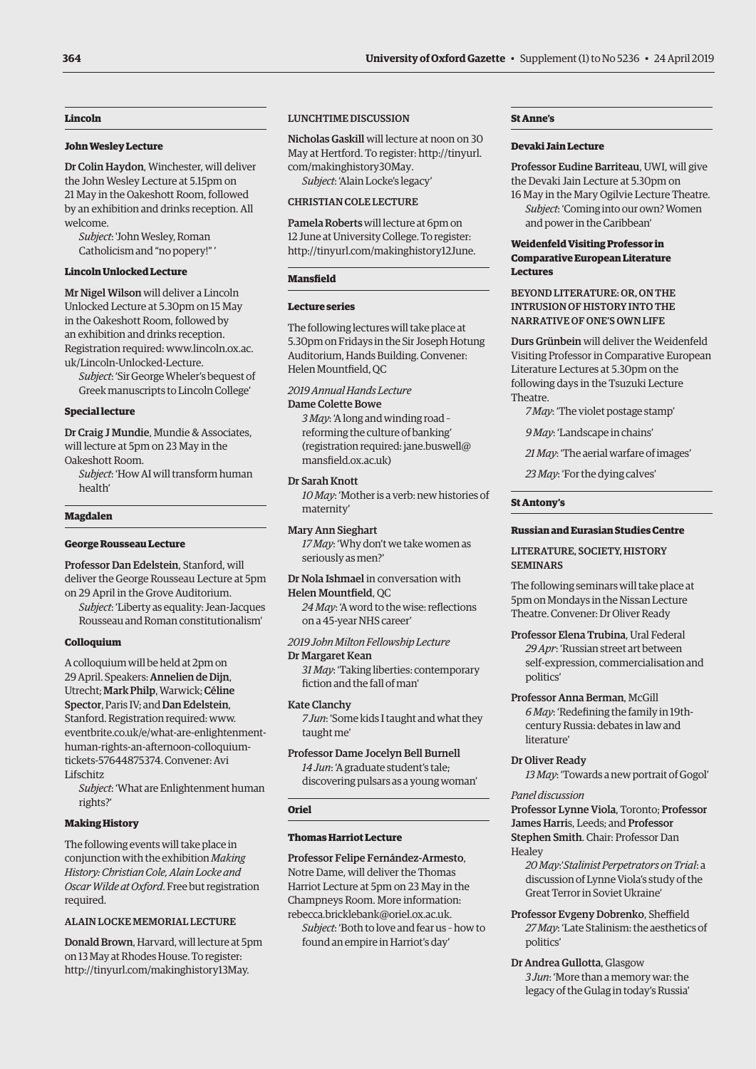## Lincoln

### John Wesley Lecture

**Dr Colin Haydon**, Winchester, will deliver the John Wesley Lecture at 5.15pm on 21 May in the Oakeshott Room, followed by an exhibition and drinks reception. All welcome.

*Subject*: 'John Wesley, Roman Catholicism and "no popery!" '

### Lincoln Unlocked Lecture

**Mr Nigel Wilson** will deliver a Lincoln Unlocked Lecture at 5.30pm on 15 May in the Oakeshott Room, followed by an exhibition and drinks reception. Registration required: www.lincoln.ox.ac.uk/Lincoln-Unlocked-Lecture.

*Subject*: 'Sir George Wheler's bequest of Greek manuscripts to Lincoln College'

### Special lecture

**Dr Craig J Mundie**, Mundie & Associates, will lecture at 5pm on 23 May in the Oakeshott Room.

*Subject*: 'How AI will transform human health'

## Magdalen

### George Rousseau Lecture

**Professor Dan Edelstein**, Stanford, will deliver the George Rousseau Lecture at 5pm on 29 April in the Grove Auditorium.

*Subject*: 'Liberty as equality: Jean-Jacques Rousseau and Roman constitutionalism'

### Colloquium

A colloquium will be held at 2pm on 29 April. Speakers: **Annelien de Dijn**, Utrecht; **Mark Philp**, Warwick; **Céline Spector**, Paris IV; and **Dan Edelstein**, Stanford. Registration required: www.eventbrite.co.uk/e/what-are-enlightenment-human-rights-an-afternoon-colloquium-tickets-57644875374. Convener: Avi Lifschitz

*Subject*: 'What are Enlightenment human rights?'

### Making History

The following events will take place in conjunction with the exhibition *Making History: Christian Cole, Alain Locke and Oscar Wilde at Oxford*. Free but registration required.

#### ALAIN LOCKE MEMORIAL LECTURE

**Donald Brown**, Harvard, will lecture at 5pm on 13 May at Rhodes House. To register: http://tinyurl.com/makinghistory13May.

#### LUNCHTIME DISCUSSION

**Nicholas Gaskill** will lecture at noon on 30 May at Hertford. To register: http://tinyurl.com/makinghistory30May.

*Subject*: 'Alain Locke's legacy'

#### CHRISTIAN COLE LECTURE

**Pamela Roberts** will lecture at 6pm on 12 June at University College. To register: http://tinyurl.com/makinghistory12June.

## Mansfield

### Lecture series

The following lectures will take place at 5.30pm on Fridays in the Sir Joseph Hotung Auditorium, Hands Building. Convener: Helen Mountfield, QC

*2019 Annual Hands Lecture*
**Dame Colette Bowe**
*3 May*: 'A long and winding road – reforming the culture of banking' (registration required: jane.buswell@mansfield.ox.ac.uk)

**Dr Sarah Knott**
*10 May*: 'Mother is a verb: new histories of maternity'

**Mary Ann Sieghart**
*17 May*: 'Why don't we take women as seriously as men?'

**Dr Nola Ishmael** in conversation with **Helen Mountfield**, QC
*24 May*: 'A word to the wise: reflections on a 45-year NHS career'

*2019 John Milton Fellowship Lecture*
**Dr Margaret Kean**
*31 May*: 'Taking liberties: contemporary fiction and the fall of man'

**Kate Clanchy**
*7 Jun*: 'Some kids I taught and what they taught me'

**Professor Dame Jocelyn Bell Burnell**
*14 Jun*: 'A graduate student's tale; discovering pulsars as a young woman'

## Oriel

### Thomas Harriot Lecture

**Professor Felipe Fernández-Armesto**, Notre Dame, will deliver the Thomas Harriot Lecture at 5pm on 23 May in the Champneys Room. More information: rebecca.bricklebank@oriel.ox.ac.uk.

*Subject*: 'Both to love and fear us – how to found an empire in Harriot's day'

## St Anne's

### Devaki Jain Lecture

**Professor Eudine Barriteau**, UWI, will give the Devaki Jain Lecture at 5.30pm on 16 May in the Mary Ogilvie Lecture Theatre.

*Subject*: 'Coming into our own? Women and power in the Caribbean'

### Weidenfeld Visiting Professor in Comparative European Literature Lectures

#### BEYOND LITERATURE: OR, ON THE INTRUSION OF HISTORY INTO THE NARRATIVE OF ONE'S OWN LIFE

**Durs Grünbein** will deliver the Weidenfeld Visiting Professor in Comparative European Literature Lectures at 5.30pm on the following days in the Tsuzuki Lecture Theatre.

*7 May*: 'The violet postage stamp'

*9 May*: 'Landscape in chains'

*21 May*: 'The aerial warfare of images'

*23 May*: 'For the dying calves'

## St Antony's

### Russian and Eurasian Studies Centre

#### LITERATURE, SOCIETY, HISTORY SEMINARS

The following seminars will take place at 5pm on Mondays in the Nissan Lecture Theatre. Convener: Dr Oliver Ready

**Professor Elena Trubina**, Ural Federal
*29 Apr*: 'Russian street art between self-expression, commercialisation and politics'

**Professor Anna Berman**, McGill
*6 May*: 'Redefining the family in 19th-century Russia: debates in law and literature'

**Dr Oliver Ready**
*13 May*: 'Towards a new portrait of Gogol'

*Panel discussion*
**Professor Lynne Viola**, Toronto; **Professor James Harris**, Leeds; and **Professor Stephen Smith**. Chair: Professor Dan Healey
*20 May*: '*Stalinist Perpetrators on Trial*: a discussion of Lynne Viola's study of the Great Terror in Soviet Ukraine'

**Professor Evgeny Dobrenko**, Sheffield
*27 May*: 'Late Stalinism: the aesthetics of politics'

**Dr Andrea Gullotta**, Glasgow
*3 Jun*: 'More than a memory war: the legacy of the Gulag in today's Russia'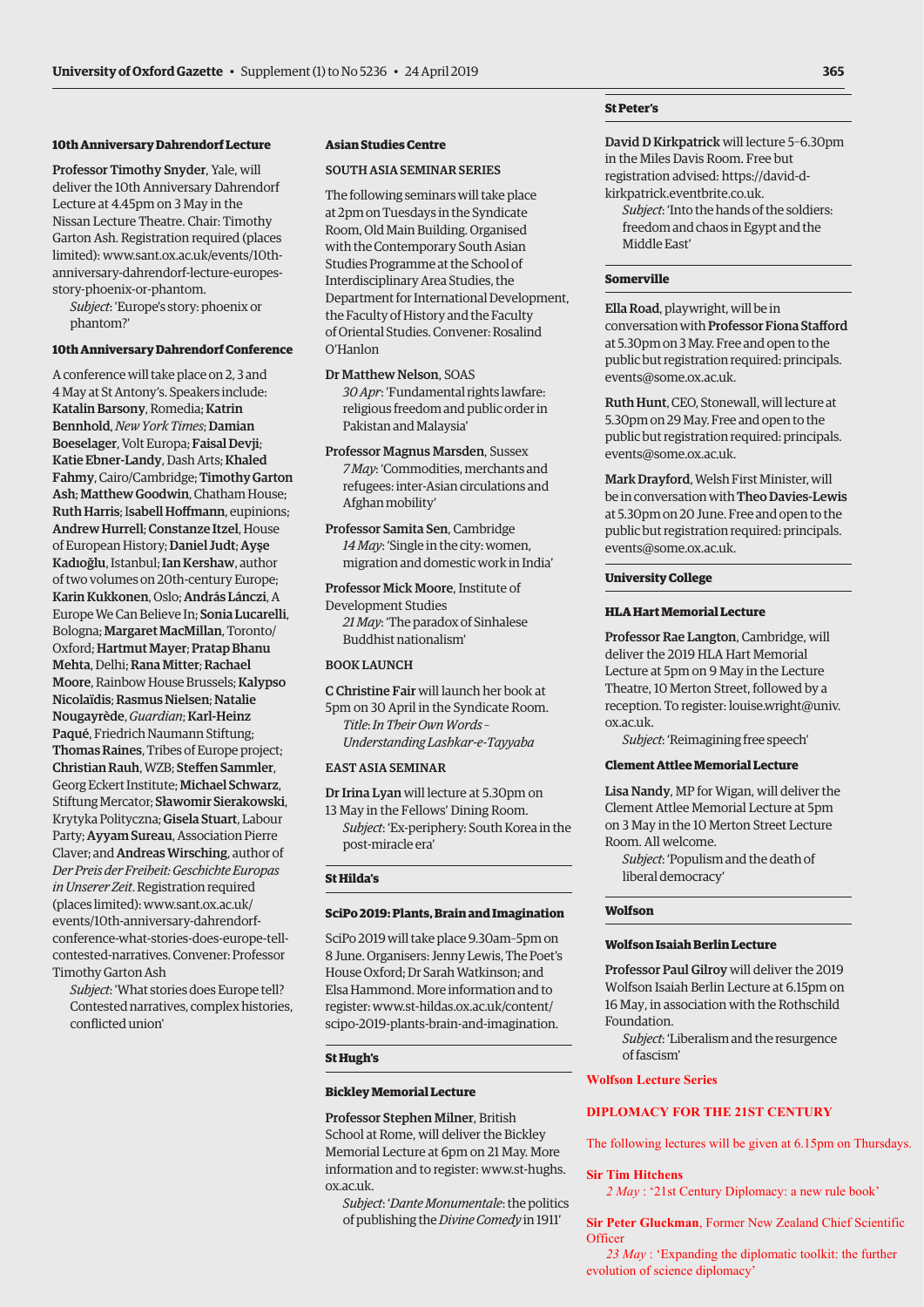### 10th Anniversary Dahrendorf Lecture

**Professor Timothy Snyder**, Yale, will deliver the 10th Anniversary Dahrendorf Lecture at 4.45pm on 3 May in the Nissan Lecture Theatre. Chair: Timothy Garton Ash. Registration required (places limited): www.sant.ox.ac.uk/events/10th-anniversary-dahrendorf-lecture-europes-story-phoenix-or-phantom.

*Subject*: 'Europe's story: phoenix or phantom?'

### 10th Anniversary Dahrendorf Conference

A conference will take place on 2, 3 and 4 May at St Antony's. Speakers include: **Katalin Barsony**, Romedia; **Katrin Bennhold**, *New York Times*; **Damian Boeselager**, Volt Europa; **Faisal Devji**; **Katie Ebner-Landy**, Dash Arts; **Khaled Fahmy**, Cairo/Cambridge; **Timothy Garton Ash**; **Matthew Goodwin**, Chatham House; **Ruth Harris**; **Isabell Hoffmann**, eupinions; **Andrew Hurrell**; **Constanze Itzel**, House of European History; **Daniel Judt**; **Ayşe Kadıoğlu**, Istanbul; **Ian Kershaw**, author of two volumes on 20th-century Europe; **Karin Kukkonen**, Oslo; **András Lánczi**, A Europe We Can Believe In; **Sonia Lucarelli**, Bologna; **Margaret MacMillan**, Toronto/Oxford; **Hartmut Mayer**; **Pratap Bhanu Mehta**, Delhi; **Rana Mitter**; **Rachael Moore**, Rainbow House Brussels; **Kalypso Nicolaïdis**; **Rasmus Nielsen**; **Natalie Nougayrède**, *Guardian*; **Karl-Heinz Paqué**, Friedrich Naumann Stiftung; **Thomas Raines**, Tribes of Europe project; **Christian Rauh**, WZB; **Steffen Sammler**, Georg Eckert Institute; **Michael Schwarz**, Stiftung Mercator; **Sławomir Sierakowski**, Krytyka Polityczna; **Gisela Stuart**, Labour Party; **Ayyam Sureau**, Association Pierre Claver; and **Andreas Wirsching**, author of *Der Preis der Freiheit: Geschichte Europas in Unserer Zeit*. Registration required (places limited): www.sant.ox.ac.uk/events/10th-anniversary-dahrendorf-conference-what-stories-does-europe-tell-contested-narratives. Convener: Professor Timothy Garton Ash

*Subject*: 'What stories does Europe tell? Contested narratives, complex histories, conflicted union'

### Asian Studies Centre

#### SOUTH ASIA SEMINAR SERIES

The following seminars will take place at 2pm on Tuesdays in the Syndicate Room, Old Main Building. Organised with the Contemporary South Asian Studies Programme at the School of Interdisciplinary Area Studies, the Department for International Development, the Faculty of History and the Faculty of Oriental Studies. Convener: Rosalind O'Hanlon

**Dr Matthew Nelson**, SOAS
*30 Apr*: 'Fundamental rights lawfare: religious freedom and public order in Pakistan and Malaysia'

**Professor Magnus Marsden**, Sussex
*7 May*: 'Commodities, merchants and refugees: inter-Asian circulations and Afghan mobility'

**Professor Samita Sen**, Cambridge
*14 May*: 'Single in the city: women, migration and domestic work in India'

**Professor Mick Moore**, Institute of Development Studies
*21 May*: 'The paradox of Sinhalese Buddhist nationalism'

#### BOOK LAUNCH

**C Christine Fair** will launch her book at 5pm on 30 April in the Syndicate Room.
*Title*: *In Their Own Words – Understanding Lashkar-e-Tayyaba*

#### EAST ASIA SEMINAR

**Dr Irina Lyan** will lecture at 5.30pm on 13 May in the Fellows' Dining Room.
*Subject*: 'Ex-periphery: South Korea in the post-miracle era'

## St Hilda's

### SciPo 2019: Plants, Brain and Imagination

SciPo 2019 will take place 9.30am–5pm on 8 June. Organisers: Jenny Lewis, The Poet's House Oxford; Dr Sarah Watkinson; and Elsa Hammond. More information and to register: www.st-hildas.ox.ac.uk/content/scipo-2019-plants-brain-and-imagination.

## St Hugh's

### Bickley Memorial Lecture

**Professor Stephen Milner**, British School at Rome, will deliver the Bickley Memorial Lecture at 6pm on 21 May. More information and to register: www.st-hughs.ox.ac.uk.

*Subject*: '*Dante Monumentale*: the politics of publishing the *Divine Comedy* in 1911'

## St Peter's

**David D Kirkpatrick** will lecture 5–6.30pm in the Miles Davis Room. Free but registration advised: https://david-d-kirkpatrick.eventbrite.co.uk.

*Subject*: 'Into the hands of the soldiers: freedom and chaos in Egypt and the Middle East'

## Somerville

**Ella Road**, playwright, will be in conversation with **Professor Fiona Stafford** at 5.30pm on 3 May. Free and open to the public but registration required: principals.events@some.ox.ac.uk.

**Ruth Hunt**, CEO, Stonewall, will lecture at 5.30pm on 29 May. Free and open to the public but registration required: principals.events@some.ox.ac.uk.

**Mark Drayford**, Welsh First Minister, will be in conversation with **Theo Davies-Lewis** at 5.30pm on 20 June. Free and open to the public but registration required: principals.events@some.ox.ac.uk.

## University College

### HLA Hart Memorial Lecture

**Professor Rae Langton**, Cambridge, will deliver the 2019 HLA Hart Memorial Lecture at 5pm on 9 May in the Lecture Theatre, 10 Merton Street, followed by a reception. To register: louise.wright@univ.ox.ac.uk.

*Subject*: 'Reimagining free speech'

### Clement Attlee Memorial Lecture

**Lisa Nandy**, MP for Wigan, will deliver the Clement Attlee Memorial Lecture at 5pm on 3 May in the 10 Merton Street Lecture Room. All welcome.

*Subject*: 'Populism and the death of liberal democracy'

## Wolfson

### Wolfson Isaiah Berlin Lecture

**Professor Paul Gilroy** will deliver the 2019 Wolfson Isaiah Berlin Lecture at 6.15pm on 16 May, in association with the Rothschild Foundation.

*Subject*: 'Liberalism and the resurgence of fascism'

### Wolfson Lecture Series

#### DIPLOMACY FOR THE 21ST CENTURY

The following lectures will be given at 6.15pm on Thursdays.

**Sir Tim Hitchens**
*2 May* : '21st Century Diplomacy: a new rule book'

**Sir Peter Gluckman**, Former New Zealand Chief Scientific Officer
*23 May* : 'Expanding the diplomatic toolkit: the further evolution of science diplomacy'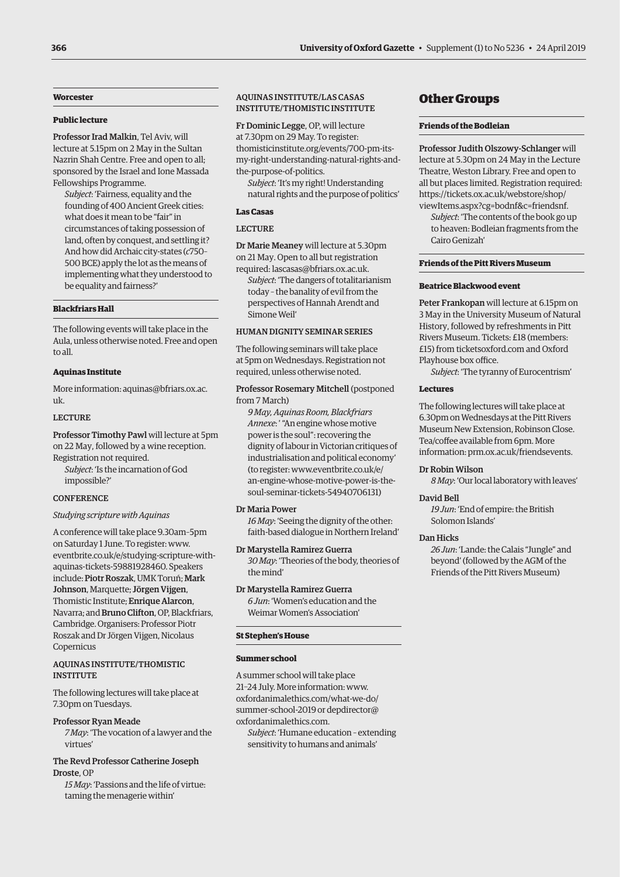### Worcester

#### Public lecture

**Professor Irad Malkin**, Tel Aviv, will lecture at 5.15pm on 2 May in the Sultan Nazrin Shah Centre. Free and open to all; sponsored by the Israel and Ione Massada Fellowships Programme.

*Subject*: 'Fairness, equality and the founding of 400 Ancient Greek cities: what does it mean to be "fair" in circumstances of taking possession of land, often by conquest, and settling it? And how did Archaic city-states (*c*750–500 BCE) apply the lot as the means of implementing what they understood to be equality and fairness?'

### Blackfriars Hall

The following events will take place in the Aula, unless otherwise noted. Free and open to all.

#### Aquinas Institute

More information: aquinas@bfriars.ox.ac.uk.

LECTURE

**Professor Timothy Pawl** will lecture at 5pm on 22 May, followed by a wine reception. Registration not required.

*Subject*: 'Is the incarnation of God impossible?'

CONFERENCE

*Studying scripture with Aquinas*

A conference will take place 9.30am–5pm on Saturday 1 June. To register: www.eventbrite.co.uk/e/studying-scripture-with-aquinas-tickets-59881928460. Speakers include: **Piotr Roszak**, UMK Toruń; **Mark Johnson**, Marquette; **Jörgen Vijgen**, Thomistic Institute; **Enrique Alarcon**, Navarra; and **Bruno Clifton**, OP, Blackfriars, Cambridge. Organisers: Professor Piotr Roszak and Dr Jörgen Vijgen, Nicolaus Copernicus

AQUINAS INSTITUTE/THOMISTIC INSTITUTE

The following lectures will take place at 7.30pm on Tuesdays.

**Professor Ryan Meade**

*7 May*: 'The vocation of a lawyer and the virtues'

**The Revd Professor Catherine Joseph Droste**, OP

*15 May*: 'Passions and the life of virtue: taming the menagerie within'

AQUINAS INSTITUTE/LAS CASAS INSTITUTE/THOMISTIC INSTITUTE

**Fr Dominic Legge**, OP, will lecture at 7.30pm on 29 May. To register: thomisticinstitute.org/events/700-pm-its-my-right-understanding-natural-rights-and-the-purpose-of-politics.

*Subject*: 'It's my right! Understanding natural rights and the purpose of politics'

#### Las Casas

LECTURE

**Dr Marie Meaney** will lecture at 5.30pm on 21 May. Open to all but registration required: lascasas@bfriars.ox.ac.uk.

*Subject*: 'The dangers of totalitarianism today – the banality of evil from the perspectives of Hannah Arendt and Simone Weil'

HUMAN DIGNITY SEMINAR SERIES

The following seminars will take place at 5pm on Wednesdays. Registration not required, unless otherwise noted.

**Professor Rosemary Mitchell** (postponed from 7 March)

*9 May, Aquinas Room, Blackfriars Annexe*: ' "An engine whose motive power is the soul": recovering the dignity of labour in Victorian critiques of industrialisation and political economy' (to register: www.eventbrite.co.uk/e/an-engine-whose-motive-power-is-the-soul-seminar-tickets-54940706131)

**Dr Maria Power**

*16 May*: 'Seeing the dignity of the other: faith-based dialogue in Northern Ireland'

**Dr Marystella Ramirez Guerra**

*30 May*: 'Theories of the body, theories of the mind'

**Dr Marystella Ramirez Guerra**

*6 Jun*: 'Women's education and the Weimar Women's Association'

### St Stephen's House

#### Summer school

A summer school will take place 21–24 July. More information: www.oxfordanimalethics.com/what-we-do/summer-school-2019 or depdirector@oxfordanimalethics.com.

*Subject*: 'Humane education – extending sensitivity to humans and animals'

## Other Groups

### Friends of the Bodleian

**Professor Judith Olszowy-Schlanger** will lecture at 5.30pm on 24 May in the Lecture Theatre, Weston Library. Free and open to all but places limited. Registration required: https://tickets.ox.ac.uk/webstore/shop/viewItems.aspx?cg=bodnf&c=friendsnf.

*Subject*: 'The contents of the book go up to heaven: Bodleian fragments from the Cairo Genizah'

### Friends of the Pitt Rivers Museum

#### Beatrice Blackwood event

**Peter Frankopan** will lecture at 6.15pm on 3 May in the University Museum of Natural History, followed by refreshments in Pitt Rivers Museum. Tickets: £18 (members: £15) from ticketsoxford.com and Oxford Playhouse box office.

*Subject*: 'The tyranny of Eurocentrism'

#### Lectures

The following lectures will take place at 6.30pm on Wednesdays at the Pitt Rivers Museum New Extension, Robinson Close. Tea/coffee available from 6pm. More information: prm.ox.ac.uk/friendsevents.

**Dr Robin Wilson**

*8 May*: 'Our local laboratory with leaves'

**David Bell**

*19 Jun*: 'End of empire: the British Solomon Islands'

**Dan Hicks**

*26 Jun*: 'Lande: the Calais "Jungle" and beyond' (followed by the AGM of the Friends of the Pitt Rivers Museum)